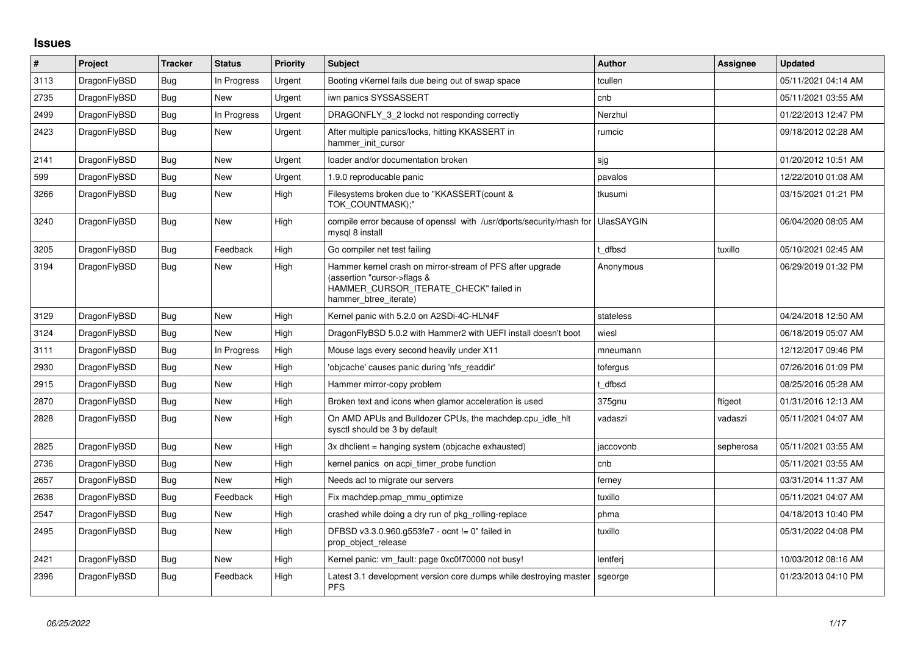## Issues

| # | Project | Tracker | Status | Priority | Subject | Author | Assignee | Updated |
|---|---|---|---|---|---|---|---|---|
| 3113 | DragonFlyBSD | Bug | In Progress | Urgent | Booting vKernel fails due being out of swap space | tcullen | | 05/11/2021 04:14 AM |
| 2735 | DragonFlyBSD | Bug | New | Urgent | iwn panics SYSSASSERT | cnb | | 05/11/2021 03:55 AM |
| 2499 | DragonFlyBSD | Bug | In Progress | Urgent | DRAGONFLY_3_2 lockd not responding correctly | Nerzhul | | 01/22/2013 12:47 PM |
| 2423 | DragonFlyBSD | Bug | New | Urgent | After multiple panics/locks, hitting KKASSERT in hammer_init_cursor | rumcic | | 09/18/2012 02:28 AM |
| 2141 | DragonFlyBSD | Bug | New | Urgent | loader and/or documentation broken | sjg | | 01/20/2012 10:51 AM |
| 599 | DragonFlyBSD | Bug | New | Urgent | 1.9.0 reproducable panic | pavalos | | 12/22/2010 01:08 AM |
| 3266 | DragonFlyBSD | Bug | New | High | Filesystems broken due to "KKASSERT(count & TOK_COUNTMASK);" | tkusumi | | 03/15/2021 01:21 PM |
| 3240 | DragonFlyBSD | Bug | New | High | compile error because of openssl with /usr/dports/security/rhash for mysql 8 install | UlasSAYGIN | | 06/04/2020 08:05 AM |
| 3205 | DragonFlyBSD | Bug | Feedback | High | Go compiler net test failing | t_dfbsd | tuxillo | 05/10/2021 02:45 AM |
| 3194 | DragonFlyBSD | Bug | New | High | Hammer kernel crash on mirror-stream of PFS after upgrade (assertion "cursor->flags & HAMMER_CURSOR_ITERATE_CHECK" failed in hammer_btree_iterate) | Anonymous | | 06/29/2019 01:32 PM |
| 3129 | DragonFlyBSD | Bug | New | High | Kernel panic with 5.2.0 on A2SDi-4C-HLN4F | stateless | | 04/24/2018 12:50 AM |
| 3124 | DragonFlyBSD | Bug | New | High | DragonFlyBSD 5.0.2 with Hammer2 with UEFI install doesn't boot | wiesl | | 06/18/2019 05:07 AM |
| 3111 | DragonFlyBSD | Bug | In Progress | High | Mouse lags every second heavily under X11 | mneumann | | 12/12/2017 09:46 PM |
| 2930 | DragonFlyBSD | Bug | New | High | 'objcache' causes panic during 'nfs_readdir' | tofergus | | 07/26/2016 01:09 PM |
| 2915 | DragonFlyBSD | Bug | New | High | Hammer mirror-copy problem | t_dfbsd | | 08/25/2016 05:28 AM |
| 2870 | DragonFlyBSD | Bug | New | High | Broken text and icons when glamor acceleration is used | 375gnu | ftigeot | 01/31/2016 12:13 AM |
| 2828 | DragonFlyBSD | Bug | New | High | On AMD APUs and Bulldozer CPUs, the machdep.cpu_idle_hlt sysctl should be 3 by default | vadaszi | vadaszi | 05/11/2021 04:07 AM |
| 2825 | DragonFlyBSD | Bug | New | High | 3x dhclient = hanging system (objcache exhausted) | jaccovonb | sepherosa | 05/11/2021 03:55 AM |
| 2736 | DragonFlyBSD | Bug | New | High | kernel panics on acpi_timer_probe function | cnb | | 05/11/2021 03:55 AM |
| 2657 | DragonFlyBSD | Bug | New | High | Needs acl to migrate our servers | ferney | | 03/31/2014 11:37 AM |
| 2638 | DragonFlyBSD | Bug | Feedback | High | Fix machdep.pmap_mmu_optimize | tuxillo | | 05/11/2021 04:07 AM |
| 2547 | DragonFlyBSD | Bug | New | High | crashed while doing a dry run of pkg_rolling-replace | phma | | 04/18/2013 10:40 PM |
| 2495 | DragonFlyBSD | Bug | New | High | DFBSD v3.3.0.960.g553fe7 - ocnt != 0" failed in prop_object_release | tuxillo | | 05/31/2022 04:08 PM |
| 2421 | DragonFlyBSD | Bug | New | High | Kernel panic: vm_fault: page 0xc0f70000 not busy! | lentferj | | 10/03/2012 08:16 AM |
| 2396 | DragonFlyBSD | Bug | Feedback | High | Latest 3.1 development version core dumps while destroying master PFS | sgeorge | | 01/23/2013 04:10 PM |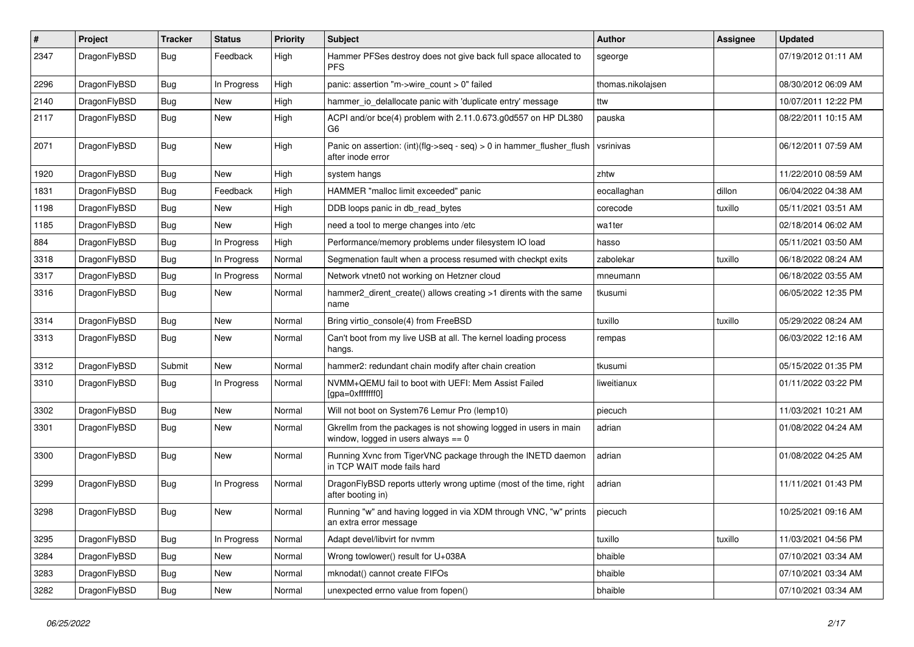| # | Project | Tracker | Status | Priority | Subject | Author | Assignee | Updated |
| --- | --- | --- | --- | --- | --- | --- | --- | --- |
| 2347 | DragonFlyBSD | Bug | Feedback | High | Hammer PFSes destroy does not give back full space allocated to PFS | sgeorge | | 07/19/2012 01:11 AM |
| 2296 | DragonFlyBSD | Bug | In Progress | High | panic: assertion "m->wire_count > 0" failed | thomas.nikolajsen | | 08/30/2012 06:09 AM |
| 2140 | DragonFlyBSD | Bug | New | High | hammer_io_delallocate panic with 'duplicate entry' message | ttw | | 10/07/2011 12:22 PM |
| 2117 | DragonFlyBSD | Bug | New | High | ACPI and/or bce(4) problem with 2.11.0.673.g0d557 on HP DL380 G6 | pauska | | 08/22/2011 10:15 AM |
| 2071 | DragonFlyBSD | Bug | New | High | Panic on assertion: (int)(flg->seq - seq) > 0 in hammer_flusher_flush after inode error | vsrinivas | | 06/12/2011 07:59 AM |
| 1920 | DragonFlyBSD | Bug | New | High | system hangs | zhtw | | 11/22/2010 08:59 AM |
| 1831 | DragonFlyBSD | Bug | Feedback | High | HAMMER "malloc limit exceeded" panic | eocallaghan | dillon | 06/04/2022 04:38 AM |
| 1198 | DragonFlyBSD | Bug | New | High | DDB loops panic in db_read_bytes | corecode | tuxillo | 05/11/2021 03:51 AM |
| 1185 | DragonFlyBSD | Bug | New | High | need a tool to merge changes into /etc | wa1ter | | 02/18/2014 06:02 AM |
| 884 | DragonFlyBSD | Bug | In Progress | High | Performance/memory problems under filesystem IO load | hasso | | 05/11/2021 03:50 AM |
| 3318 | DragonFlyBSD | Bug | In Progress | Normal | Segmenation fault when a process resumed with checkpt exits | zabolekar | tuxillo | 06/18/2022 08:24 AM |
| 3317 | DragonFlyBSD | Bug | In Progress | Normal | Network vtnet0 not working on Hetzner cloud | mneumann | | 06/18/2022 03:55 AM |
| 3316 | DragonFlyBSD | Bug | New | Normal | hammer2_dirent_create() allows creating >1 dirents with the same name | tkusumi | | 06/05/2022 12:35 PM |
| 3314 | DragonFlyBSD | Bug | New | Normal | Bring virtio_console(4) from FreeBSD | tuxillo | tuxillo | 05/29/2022 08:24 AM |
| 3313 | DragonFlyBSD | Bug | New | Normal | Can't boot from my live USB at all. The kernel loading process hangs. | rempas | | 06/03/2022 12:16 AM |
| 3312 | DragonFlyBSD | Submit | New | Normal | hammer2: redundant chain modify after chain creation | tkusumi | | 05/15/2022 01:35 PM |
| 3310 | DragonFlyBSD | Bug | In Progress | Normal | NVMM+QEMU fail to boot with UEFI: Mem Assist Failed [gpa=0xfffffff0] | liweitianux | | 01/11/2022 03:22 PM |
| 3302 | DragonFlyBSD | Bug | New | Normal | Will not boot on System76 Lemur Pro (lemp10) | piecuch | | 11/03/2021 10:21 AM |
| 3301 | DragonFlyBSD | Bug | New | Normal | Gkrellm from the packages is not showing logged in users in main window, logged in users always == 0 | adrian | | 01/08/2022 04:24 AM |
| 3300 | DragonFlyBSD | Bug | New | Normal | Running Xvnc from TigerVNC package through the INETD daemon in TCP WAIT mode fails hard | adrian | | 01/08/2022 04:25 AM |
| 3299 | DragonFlyBSD | Bug | In Progress | Normal | DragonFlyBSD reports utterly wrong uptime (most of the time, right after booting in) | adrian | | 11/11/2021 01:43 PM |
| 3298 | DragonFlyBSD | Bug | New | Normal | Running "w" and having logged in via XDM through VNC, "w" prints an extra error message | piecuch | | 10/25/2021 09:16 AM |
| 3295 | DragonFlyBSD | Bug | In Progress | Normal | Adapt devel/libvirt for nvmm | tuxillo | tuxillo | 11/03/2021 04:56 PM |
| 3284 | DragonFlyBSD | Bug | New | Normal | Wrong towlower() result for U+038A | bhaible | | 07/10/2021 03:34 AM |
| 3283 | DragonFlyBSD | Bug | New | Normal | mknodat() cannot create FIFOs | bhaible | | 07/10/2021 03:34 AM |
| 3282 | DragonFlyBSD | Bug | New | Normal | unexpected errno value from fopen() | bhaible | | 07/10/2021 03:34 AM |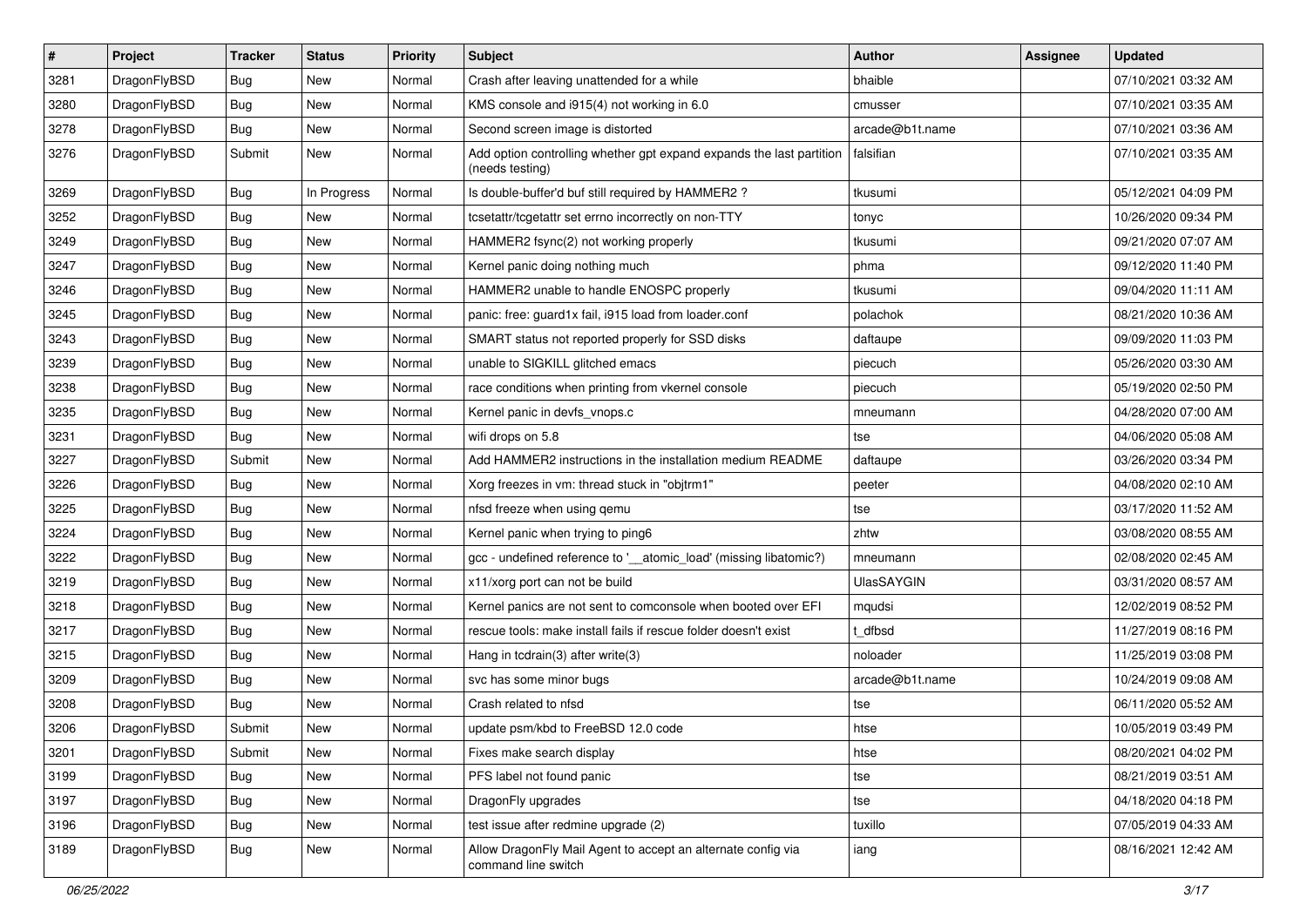| # | Project | Tracker | Status | Priority | Subject | Author | Assignee | Updated |
|---|---|---|---|---|---|---|---|---|
| 3281 | DragonFlyBSD | Bug | New | Normal | Crash after leaving unattended for a while | bhaible | | 07/10/2021 03:32 AM |
| 3280 | DragonFlyBSD | Bug | New | Normal | KMS console and i915(4) not working in 6.0 | cmusser | | 07/10/2021 03:35 AM |
| 3278 | DragonFlyBSD | Bug | New | Normal | Second screen image is distorted | arcade@b1t.name | | 07/10/2021 03:36 AM |
| 3276 | DragonFlyBSD | Submit | New | Normal | Add option controlling whether gpt expand expands the last partition (needs testing) | falsifian | | 07/10/2021 03:35 AM |
| 3269 | DragonFlyBSD | Bug | In Progress | Normal | Is double-buffer'd buf still required by HAMMER2 ? | tkusumi | | 05/12/2021 04:09 PM |
| 3252 | DragonFlyBSD | Bug | New | Normal | tcsetattr/tcgetattr set errno incorrectly on non-TTY | tonyc | | 10/26/2020 09:34 PM |
| 3249 | DragonFlyBSD | Bug | New | Normal | HAMMER2 fsync(2) not working properly | tkusumi | | 09/21/2020 07:07 AM |
| 3247 | DragonFlyBSD | Bug | New | Normal | Kernel panic doing nothing much | phma | | 09/12/2020 11:40 PM |
| 3246 | DragonFlyBSD | Bug | New | Normal | HAMMER2 unable to handle ENOSPC properly | tkusumi | | 09/04/2020 11:11 AM |
| 3245 | DragonFlyBSD | Bug | New | Normal | panic: free: guard1x fail, i915 load from loader.conf | polachok | | 08/21/2020 10:36 AM |
| 3243 | DragonFlyBSD | Bug | New | Normal | SMART status not reported properly for SSD disks | daftaupe | | 09/09/2020 11:03 PM |
| 3239 | DragonFlyBSD | Bug | New | Normal | unable to SIGKILL glitched emacs | piecuch | | 05/26/2020 03:30 AM |
| 3238 | DragonFlyBSD | Bug | New | Normal | race conditions when printing from vkernel console | piecuch | | 05/19/2020 02:50 PM |
| 3235 | DragonFlyBSD | Bug | New | Normal | Kernel panic in devfs_vnops.c | mneumann | | 04/28/2020 07:00 AM |
| 3231 | DragonFlyBSD | Bug | New | Normal | wifi drops on 5.8 | tse | | 04/06/2020 05:08 AM |
| 3227 | DragonFlyBSD | Submit | New | Normal | Add HAMMER2 instructions in the installation medium README | daftaupe | | 03/26/2020 03:34 PM |
| 3226 | DragonFlyBSD | Bug | New | Normal | Xorg freezes in vm: thread stuck in "objtrm1" | peeter | | 04/08/2020 02:10 AM |
| 3225 | DragonFlyBSD | Bug | New | Normal | nfsd freeze when using qemu | tse | | 03/17/2020 11:52 AM |
| 3224 | DragonFlyBSD | Bug | New | Normal | Kernel panic when trying to ping6 | zhtw | | 03/08/2020 08:55 AM |
| 3222 | DragonFlyBSD | Bug | New | Normal | gcc - undefined reference to '__atomic_load' (missing libatomic?) | mneumann | | 02/08/2020 02:45 AM |
| 3219 | DragonFlyBSD | Bug | New | Normal | x11/xorg port can not be build | UlasSAYGIN | | 03/31/2020 08:57 AM |
| 3218 | DragonFlyBSD | Bug | New | Normal | Kernel panics are not sent to comconsole when booted over EFI | mqudsi | | 12/02/2019 08:52 PM |
| 3217 | DragonFlyBSD | Bug | New | Normal | rescue tools: make install fails if rescue folder doesn't exist | t_dfbsd | | 11/27/2019 08:16 PM |
| 3215 | DragonFlyBSD | Bug | New | Normal | Hang in tcdrain(3) after write(3) | noloader | | 11/25/2019 03:08 PM |
| 3209 | DragonFlyBSD | Bug | New | Normal | svc has some minor bugs | arcade@b1t.name | | 10/24/2019 09:08 AM |
| 3208 | DragonFlyBSD | Bug | New | Normal | Crash related to nfsd | tse | | 06/11/2020 05:52 AM |
| 3206 | DragonFlyBSD | Submit | New | Normal | update psm/kbd to FreeBSD 12.0 code | htse | | 10/05/2019 03:49 PM |
| 3201 | DragonFlyBSD | Submit | New | Normal | Fixes make search display | htse | | 08/20/2021 04:02 PM |
| 3199 | DragonFlyBSD | Bug | New | Normal | PFS label not found panic | tse | | 08/21/2019 03:51 AM |
| 3197 | DragonFlyBSD | Bug | New | Normal | DragonFly upgrades | tse | | 04/18/2020 04:18 PM |
| 3196 | DragonFlyBSD | Bug | New | Normal | test issue after redmine upgrade (2) | tuxillo | | 07/05/2019 04:33 AM |
| 3189 | DragonFlyBSD | Bug | New | Normal | Allow DragonFly Mail Agent to accept an alternate config via command line switch | iang | | 08/16/2021 12:42 AM |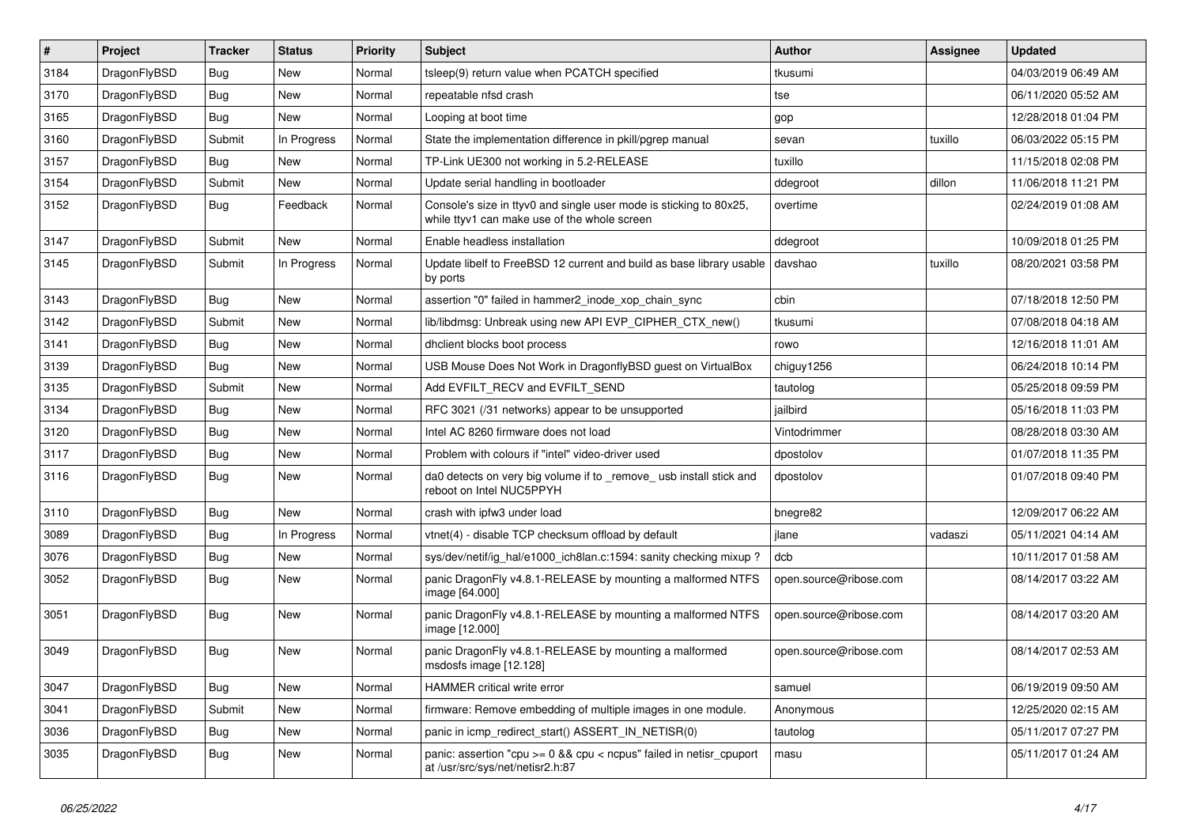| # | Project | Tracker | Status | Priority | Subject | Author | Assignee | Updated |
|---|---|---|---|---|---|---|---|---|
| 3184 | DragonFlyBSD | Bug | New | Normal | tsleep(9) return value when PCATCH specified | tkusumi | | 04/03/2019 06:49 AM |
| 3170 | DragonFlyBSD | Bug | New | Normal | repeatable nfsd crash | tse | | 06/11/2020 05:52 AM |
| 3165 | DragonFlyBSD | Bug | New | Normal | Looping at boot time | gop | | 12/28/2018 01:04 PM |
| 3160 | DragonFlyBSD | Submit | In Progress | Normal | State the implementation difference in pkill/pgrep manual | sevan | tuxillo | 06/03/2022 05:15 PM |
| 3157 | DragonFlyBSD | Bug | New | Normal | TP-Link UE300 not working in 5.2-RELEASE | tuxillo | | 11/15/2018 02:08 PM |
| 3154 | DragonFlyBSD | Submit | New | Normal | Update serial handling in bootloader | ddegroot | dillon | 11/06/2018 11:21 PM |
| 3152 | DragonFlyBSD | Bug | Feedback | Normal | Console's size in ttyv0 and single user mode is sticking to 80x25, while ttyv1 can make use of the whole screen | overtime | | 02/24/2019 01:08 AM |
| 3147 | DragonFlyBSD | Submit | New | Normal | Enable headless installation | ddegroot | | 10/09/2018 01:25 PM |
| 3145 | DragonFlyBSD | Submit | In Progress | Normal | Update libelf to FreeBSD 12 current and build as base library usable by ports | davshao | tuxillo | 08/20/2021 03:58 PM |
| 3143 | DragonFlyBSD | Bug | New | Normal | assertion "0" failed in hammer2_inode_xop_chain_sync | cbin | | 07/18/2018 12:50 PM |
| 3142 | DragonFlyBSD | Submit | New | Normal | lib/libdmsg: Unbreak using new API EVP_CIPHER_CTX_new() | tkusumi | | 07/08/2018 04:18 AM |
| 3141 | DragonFlyBSD | Bug | New | Normal | dhclient blocks boot process | rowo | | 12/16/2018 11:01 AM |
| 3139 | DragonFlyBSD | Bug | New | Normal | USB Mouse Does Not Work in DragonflyBSD guest on VirtualBox | chiguy1256 | | 06/24/2018 10:14 PM |
| 3135 | DragonFlyBSD | Submit | New | Normal | Add EVFILT_RECV and EVFILT_SEND | tautolog | | 05/25/2018 09:59 PM |
| 3134 | DragonFlyBSD | Bug | New | Normal | RFC 3021 (/31 networks) appear to be unsupported | jailbird | | 05/16/2018 11:03 PM |
| 3120 | DragonFlyBSD | Bug | New | Normal | Intel AC 8260 firmware does not load | Vintodrimmer | | 08/28/2018 03:30 AM |
| 3117 | DragonFlyBSD | Bug | New | Normal | Problem with colours if "intel" video-driver used | dpostolov | | 01/07/2018 11:35 PM |
| 3116 | DragonFlyBSD | Bug | New | Normal | da0 detects on very big volume if to _remove_ usb install stick and reboot on Intel NUC5PPYH | dpostolov | | 01/07/2018 09:40 PM |
| 3110 | DragonFlyBSD | Bug | New | Normal | crash with ipfw3 under load | bnegre82 | | 12/09/2017 06:22 AM |
| 3089 | DragonFlyBSD | Bug | In Progress | Normal | vtnet(4) - disable TCP checksum offload by default | jlane | vadaszi | 05/11/2021 04:14 AM |
| 3076 | DragonFlyBSD | Bug | New | Normal | sys/dev/netif/ig_hal/e1000_ich8lan.c:1594: sanity checking mixup ? | dcb | | 10/11/2017 01:58 AM |
| 3052 | DragonFlyBSD | Bug | New | Normal | panic DragonFly v4.8.1-RELEASE by mounting a malformed NTFS image [64.000] | open.source@ribose.com | | 08/14/2017 03:22 AM |
| 3051 | DragonFlyBSD | Bug | New | Normal | panic DragonFly v4.8.1-RELEASE by mounting a malformed NTFS image [12.000] | open.source@ribose.com | | 08/14/2017 03:20 AM |
| 3049 | DragonFlyBSD | Bug | New | Normal | panic DragonFly v4.8.1-RELEASE by mounting a malformed msdosfs image [12.128] | open.source@ribose.com | | 08/14/2017 02:53 AM |
| 3047 | DragonFlyBSD | Bug | New | Normal | HAMMER critical write error | samuel | | 06/19/2019 09:50 AM |
| 3041 | DragonFlyBSD | Submit | New | Normal | firmware: Remove embedding of multiple images in one module. | Anonymous | | 12/25/2020 02:15 AM |
| 3036 | DragonFlyBSD | Bug | New | Normal | panic in icmp_redirect_start() ASSERT_IN_NETISR(0) | tautolog | | 05/11/2017 07:27 PM |
| 3035 | DragonFlyBSD | Bug | New | Normal | panic: assertion "cpu >= 0 && cpu < ncpus" failed in netisr_cpuport at /usr/src/sys/net/netisr2.h:87 | masu | | 05/11/2017 01:24 AM |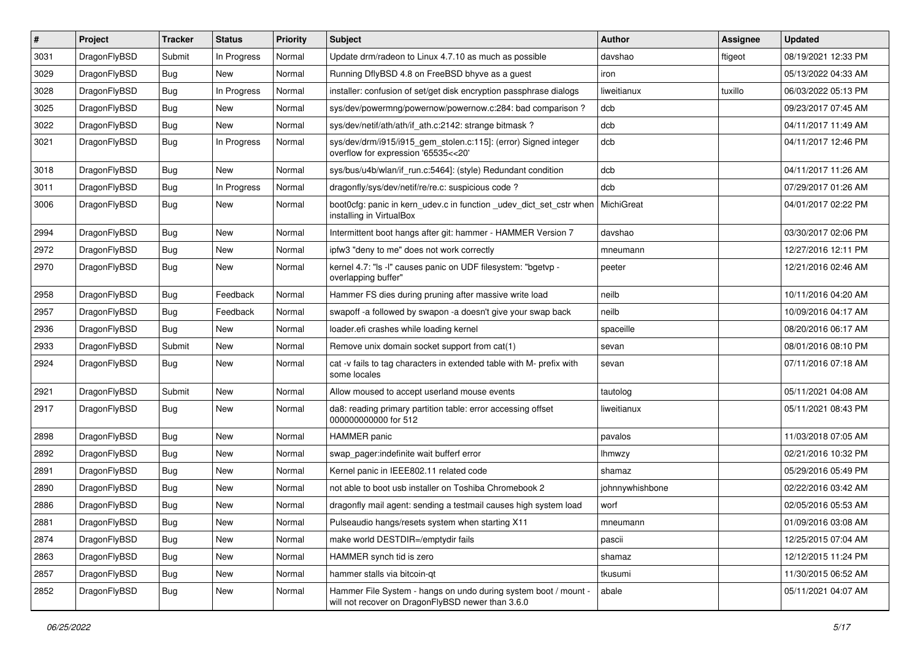| # | Project | Tracker | Status | Priority | Subject | Author | Assignee | Updated |
| --- | --- | --- | --- | --- | --- | --- | --- | --- |
| 3031 | DragonFlyBSD | Submit | In Progress | Normal | Update drm/radeon to Linux 4.7.10 as much as possible | davshao | ftigeot | 08/19/2021 12:33 PM |
| 3029 | DragonFlyBSD | Bug | New | Normal | Running DflyBSD 4.8 on FreeBSD bhyve as a guest | iron |  | 05/13/2022 04:33 AM |
| 3028 | DragonFlyBSD | Bug | In Progress | Normal | installer: confusion of set/get disk encryption passphrase dialogs | liweitianux | tuxillo | 06/03/2022 05:13 PM |
| 3025 | DragonFlyBSD | Bug | New | Normal | sys/dev/powermng/powernow/powernow.c:284: bad comparison ? | dcb |  | 09/23/2017 07:45 AM |
| 3022 | DragonFlyBSD | Bug | New | Normal | sys/dev/netif/ath/ath/if_ath.c:2142: strange bitmask ? | dcb |  | 04/11/2017 11:49 AM |
| 3021 | DragonFlyBSD | Bug | In Progress | Normal | sys/dev/drm/i915/i915_gem_stolen.c:115]: (error) Signed integer overflow for expression '65535<<20' | dcb |  | 04/11/2017 12:46 PM |
| 3018 | DragonFlyBSD | Bug | New | Normal | sys/bus/u4b/wlan/if_run.c:5464]: (style) Redundant condition | dcb |  | 04/11/2017 11:26 AM |
| 3011 | DragonFlyBSD | Bug | In Progress | Normal | dragonfly/sys/dev/netif/re/re.c: suspicious code ? | dcb |  | 07/29/2017 01:26 AM |
| 3006 | DragonFlyBSD | Bug | New | Normal | boot0cfg: panic in kern_udev.c in function _udev_dict_set_cstr when installing in VirtualBox | MichiGreat |  | 04/01/2017 02:22 PM |
| 2994 | DragonFlyBSD | Bug | New | Normal | Intermittent boot hangs after git: hammer - HAMMER Version 7 | davshao |  | 03/30/2017 02:06 PM |
| 2972 | DragonFlyBSD | Bug | New | Normal | ipfw3 "deny to me" does not work correctly | mneumann |  | 12/27/2016 12:11 PM |
| 2970 | DragonFlyBSD | Bug | New | Normal | kernel 4.7: "ls -l" causes panic on UDF filesystem: "bgetvp - overlapping buffer" | peeter |  | 12/21/2016 02:46 AM |
| 2958 | DragonFlyBSD | Bug | Feedback | Normal | Hammer FS dies during pruning after massive write load | neilb |  | 10/11/2016 04:20 AM |
| 2957 | DragonFlyBSD | Bug | Feedback | Normal | swapoff -a followed by swapon -a doesn't give your swap back | neilb |  | 10/09/2016 04:17 AM |
| 2936 | DragonFlyBSD | Bug | New | Normal | loader.efi crashes while loading kernel | spaceille |  | 08/20/2016 06:17 AM |
| 2933 | DragonFlyBSD | Submit | New | Normal | Remove unix domain socket support from cat(1) | sevan |  | 08/01/2016 08:10 PM |
| 2924 | DragonFlyBSD | Bug | New | Normal | cat -v fails to tag characters in extended table with M- prefix with some locales | sevan |  | 07/11/2016 07:18 AM |
| 2921 | DragonFlyBSD | Submit | New | Normal | Allow moused to accept userland mouse events | tautolog |  | 05/11/2021 04:08 AM |
| 2917 | DragonFlyBSD | Bug | New | Normal | da8: reading primary partition table: error accessing offset 000000000000 for 512 | liweitianux |  | 05/11/2021 08:43 PM |
| 2898 | DragonFlyBSD | Bug | New | Normal | HAMMER panic | pavalos |  | 11/03/2018 07:05 AM |
| 2892 | DragonFlyBSD | Bug | New | Normal | swap_pager:indefinite wait bufferf error | lhmwzy |  | 02/21/2016 10:32 PM |
| 2891 | DragonFlyBSD | Bug | New | Normal | Kernel panic in IEEE802.11 related code | shamaz |  | 05/29/2016 05:49 PM |
| 2890 | DragonFlyBSD | Bug | New | Normal | not able to boot usb installer on Toshiba Chromebook 2 | johnnywhishbone |  | 02/22/2016 03:42 AM |
| 2886 | DragonFlyBSD | Bug | New | Normal | dragonfly mail agent: sending a testmail causes high system load | worf |  | 02/05/2016 05:53 AM |
| 2881 | DragonFlyBSD | Bug | New | Normal | Pulseaudio hangs/resets system when starting X11 | mneumann |  | 01/09/2016 03:08 AM |
| 2874 | DragonFlyBSD | Bug | New | Normal | make world DESTDIR=/emptydir fails | pascii |  | 12/25/2015 07:04 AM |
| 2863 | DragonFlyBSD | Bug | New | Normal | HAMMER synch tid is zero | shamaz |  | 12/12/2015 11:24 PM |
| 2857 | DragonFlyBSD | Bug | New | Normal | hammer stalls via bitcoin-qt | tkusumi |  | 11/30/2015 06:52 AM |
| 2852 | DragonFlyBSD | Bug | New | Normal | Hammer File System - hangs on undo during system boot / mount - will not recover on DragonFlyBSD newer than 3.6.0 | abale |  | 05/11/2021 04:07 AM |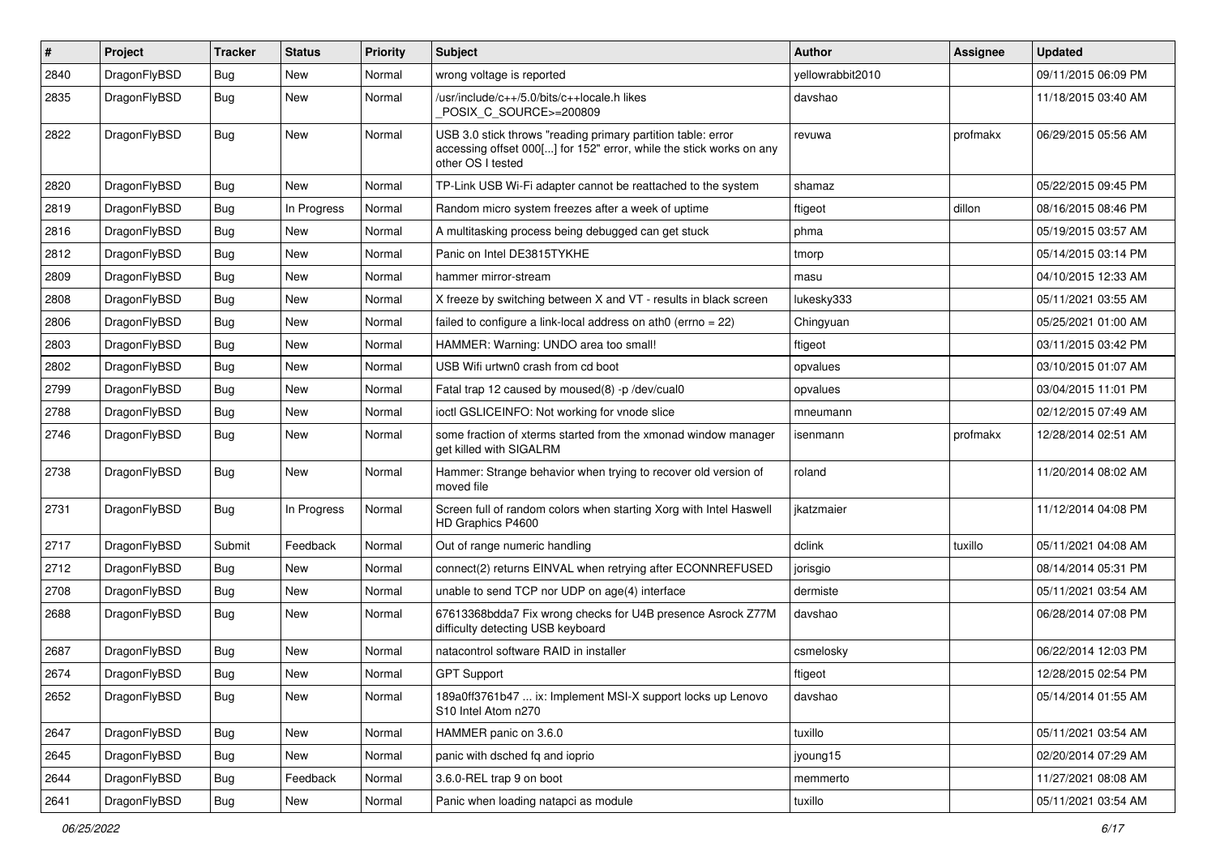| # | Project | Tracker | Status | Priority | Subject | Author | Assignee | Updated |
|---|---|---|---|---|---|---|---|---|
| 2840 | DragonFlyBSD | Bug | New | Normal | wrong voltage is reported | yellowrabbit2010 | | 09/11/2015 06:09 PM |
| 2835 | DragonFlyBSD | Bug | New | Normal | /usr/include/c++/5.0/bits/c++locale.h likes _POSIX_C_SOURCE>=200809 | davshao | | 11/18/2015 03:40 AM |
| 2822 | DragonFlyBSD | Bug | New | Normal | USB 3.0 stick throws "reading primary partition table: error accessing offset 000[...] for 152" error, while the stick works on any other OS I tested | revuwa | profmakx | 06/29/2015 05:56 AM |
| 2820 | DragonFlyBSD | Bug | New | Normal | TP-Link USB Wi-Fi adapter cannot be reattached to the system | shamaz | | 05/22/2015 09:45 PM |
| 2819 | DragonFlyBSD | Bug | In Progress | Normal | Random micro system freezes after a week of uptime | ftigeot | dillon | 08/16/2015 08:46 PM |
| 2816 | DragonFlyBSD | Bug | New | Normal | A multitasking process being debugged can get stuck | phma | | 05/19/2015 03:57 AM |
| 2812 | DragonFlyBSD | Bug | New | Normal | Panic on Intel DE3815TYKHE | tmorp | | 05/14/2015 03:14 PM |
| 2809 | DragonFlyBSD | Bug | New | Normal | hammer mirror-stream | masu | | 04/10/2015 12:33 AM |
| 2808 | DragonFlyBSD | Bug | New | Normal | X freeze by switching between X and VT - results in black screen | lukesky333 | | 05/11/2021 03:55 AM |
| 2806 | DragonFlyBSD | Bug | New | Normal | failed to configure a link-local address on ath0 (errno = 22) | Chingyuan | | 05/25/2021 01:00 AM |
| 2803 | DragonFlyBSD | Bug | New | Normal | HAMMER: Warning: UNDO area too small! | ftigeot | | 03/11/2015 03:42 PM |
| 2802 | DragonFlyBSD | Bug | New | Normal | USB Wifi urtwn0 crash from cd boot | opvalues | | 03/10/2015 01:07 AM |
| 2799 | DragonFlyBSD | Bug | New | Normal | Fatal trap 12 caused by moused(8) -p /dev/cual0 | opvalues | | 03/04/2015 11:01 PM |
| 2788 | DragonFlyBSD | Bug | New | Normal | ioctl GSLICEINFO: Not working for vnode slice | mneumann | | 02/12/2015 07:49 AM |
| 2746 | DragonFlyBSD | Bug | New | Normal | some fraction of xterms started from the xmonad window manager get killed with SIGALRM | isenmann | profmakx | 12/28/2014 02:51 AM |
| 2738 | DragonFlyBSD | Bug | New | Normal | Hammer: Strange behavior when trying to recover old version of moved file | roland | | 11/20/2014 08:02 AM |
| 2731 | DragonFlyBSD | Bug | In Progress | Normal | Screen full of random colors when starting Xorg with Intel Haswell HD Graphics P4600 | jkatzmaier | | 11/12/2014 04:08 PM |
| 2717 | DragonFlyBSD | Submit | Feedback | Normal | Out of range numeric handling | dclink | tuxillo | 05/11/2021 04:08 AM |
| 2712 | DragonFlyBSD | Bug | New | Normal | connect(2) returns EINVAL when retrying after ECONNREFUSED | jorisgio | | 08/14/2014 05:31 PM |
| 2708 | DragonFlyBSD | Bug | New | Normal | unable to send TCP nor UDP on age(4) interface | dermiste | | 05/11/2021 03:54 AM |
| 2688 | DragonFlyBSD | Bug | New | Normal | 67613368bdda7 Fix wrong checks for U4B presence Asrock Z77M difficulty detecting USB keyboard | davshao | | 06/28/2014 07:08 PM |
| 2687 | DragonFlyBSD | Bug | New | Normal | natacontrol software RAID in installer | csmelosky | | 06/22/2014 12:03 PM |
| 2674 | DragonFlyBSD | Bug | New | Normal | GPT Support | ftigeot | | 12/28/2015 02:54 PM |
| 2652 | DragonFlyBSD | Bug | New | Normal | 189a0ff3761b47 ... ix: Implement MSI-X support locks up Lenovo S10 Intel Atom n270 | davshao | | 05/14/2014 01:55 AM |
| 2647 | DragonFlyBSD | Bug | New | Normal | HAMMER panic on 3.6.0 | tuxillo | | 05/11/2021 03:54 AM |
| 2645 | DragonFlyBSD | Bug | New | Normal | panic with dsched fq and ioprio | jyoung15 | | 02/20/2014 07:29 AM |
| 2644 | DragonFlyBSD | Bug | Feedback | Normal | 3.6.0-REL trap 9 on boot | memmerto | | 11/27/2021 08:08 AM |
| 2641 | DragonFlyBSD | Bug | New | Normal | Panic when loading natapci as module | tuxillo | | 05/11/2021 03:54 AM |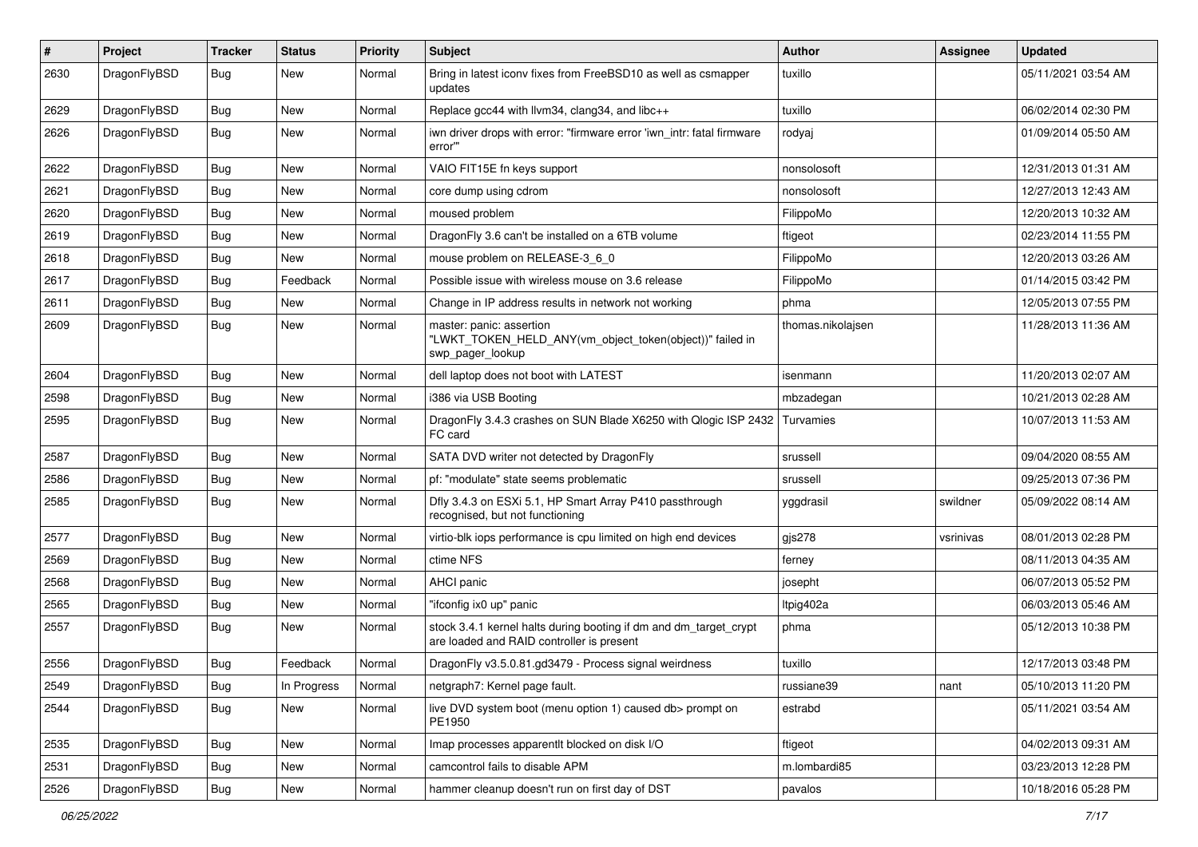| # | Project | Tracker | Status | Priority | Subject | Author | Assignee | Updated |
| --- | --- | --- | --- | --- | --- | --- | --- | --- |
| 2630 | DragonFlyBSD | Bug | New | Normal | Bring in latest iconv fixes from FreeBSD10 as well as csmapper updates | tuxillo | | 05/11/2021 03:54 AM |
| 2629 | DragonFlyBSD | Bug | New | Normal | Replace gcc44 with llvm34, clang34, and libc++ | tuxillo | | 06/02/2014 02:30 PM |
| 2626 | DragonFlyBSD | Bug | New | Normal | iwn driver drops with error: "firmware error 'iwn_intr: fatal firmware error'" | rodyaj | | 01/09/2014 05:50 AM |
| 2622 | DragonFlyBSD | Bug | New | Normal | VAIO FIT15E fn keys support | nonsolosoft | | 12/31/2013 01:31 AM |
| 2621 | DragonFlyBSD | Bug | New | Normal | core dump using cdrom | nonsolosoft | | 12/27/2013 12:43 AM |
| 2620 | DragonFlyBSD | Bug | New | Normal | moused problem | FilippoMo | | 12/20/2013 10:32 AM |
| 2619 | DragonFlyBSD | Bug | New | Normal | DragonFly 3.6 can't be installed on a 6TB volume | ftigeot | | 02/23/2014 11:55 PM |
| 2618 | DragonFlyBSD | Bug | New | Normal | mouse problem on RELEASE-3_6_0 | FilippoMo | | 12/20/2013 03:26 AM |
| 2617 | DragonFlyBSD | Bug | Feedback | Normal | Possible issue with wireless mouse on 3.6 release | FilippoMo | | 01/14/2015 03:42 PM |
| 2611 | DragonFlyBSD | Bug | New | Normal | Change in IP address results in network not working | phma | | 12/05/2013 07:55 PM |
| 2609 | DragonFlyBSD | Bug | New | Normal | master: panic: assertion "LWKT_TOKEN_HELD_ANY(vm_object_token(object))" failed in swp_pager_lookup | thomas.nikolajsen | | 11/28/2013 11:36 AM |
| 2604 | DragonFlyBSD | Bug | New | Normal | dell laptop does not boot with LATEST | isenmann | | 11/20/2013 02:07 AM |
| 2598 | DragonFlyBSD | Bug | New | Normal | i386 via USB Booting | mbzadegan | | 10/21/2013 02:28 AM |
| 2595 | DragonFlyBSD | Bug | New | Normal | DragonFly 3.4.3 crashes on SUN Blade X6250 with Qlogic ISP 2432 FC card | Turvamies | | 10/07/2013 11:53 AM |
| 2587 | DragonFlyBSD | Bug | New | Normal | SATA DVD writer not detected by DragonFly | srussell | | 09/04/2020 08:55 AM |
| 2586 | DragonFlyBSD | Bug | New | Normal | pf: "modulate" state seems problematic | srussell | | 09/25/2013 07:36 PM |
| 2585 | DragonFlyBSD | Bug | New | Normal | Dfly 3.4.3 on ESXi 5.1, HP Smart Array P410 passthrough recognised, but not functioning | yggdrasil | swildner | 05/09/2022 08:14 AM |
| 2577 | DragonFlyBSD | Bug | New | Normal | virtio-blk iops performance is cpu limited on high end devices | gjs278 | vsrinivas | 08/01/2013 02:28 PM |
| 2569 | DragonFlyBSD | Bug | New | Normal | ctime NFS | ferney | | 08/11/2013 04:35 AM |
| 2568 | DragonFlyBSD | Bug | New | Normal | AHCI panic | josepht | | 06/07/2013 05:52 PM |
| 2565 | DragonFlyBSD | Bug | New | Normal | "ifconfig ix0 up" panic | ltpig402a | | 06/03/2013 05:46 AM |
| 2557 | DragonFlyBSD | Bug | New | Normal | stock 3.4.1 kernel halts during booting if dm and dm_target_crypt are loaded and RAID controller is present | phma | | 05/12/2013 10:38 PM |
| 2556 | DragonFlyBSD | Bug | Feedback | Normal | DragonFly v3.5.0.81.gd3479 - Process signal weirdness | tuxillo | | 12/17/2013 03:48 PM |
| 2549 | DragonFlyBSD | Bug | In Progress | Normal | netgraph7: Kernel page fault. | russiane39 | nant | 05/10/2013 11:20 PM |
| 2544 | DragonFlyBSD | Bug | New | Normal | live DVD system boot (menu option 1) caused db> prompt on PE1950 | estrabd | | 05/11/2021 03:54 AM |
| 2535 | DragonFlyBSD | Bug | New | Normal | Imap processes apparentlt blocked on disk I/O | ftigeot | | 04/02/2013 09:31 AM |
| 2531 | DragonFlyBSD | Bug | New | Normal | camcontrol fails to disable APM | m.lombardi85 | | 03/23/2013 12:28 PM |
| 2526 | DragonFlyBSD | Bug | New | Normal | hammer cleanup doesn't run on first day of DST | pavalos | | 10/18/2016 05:28 PM |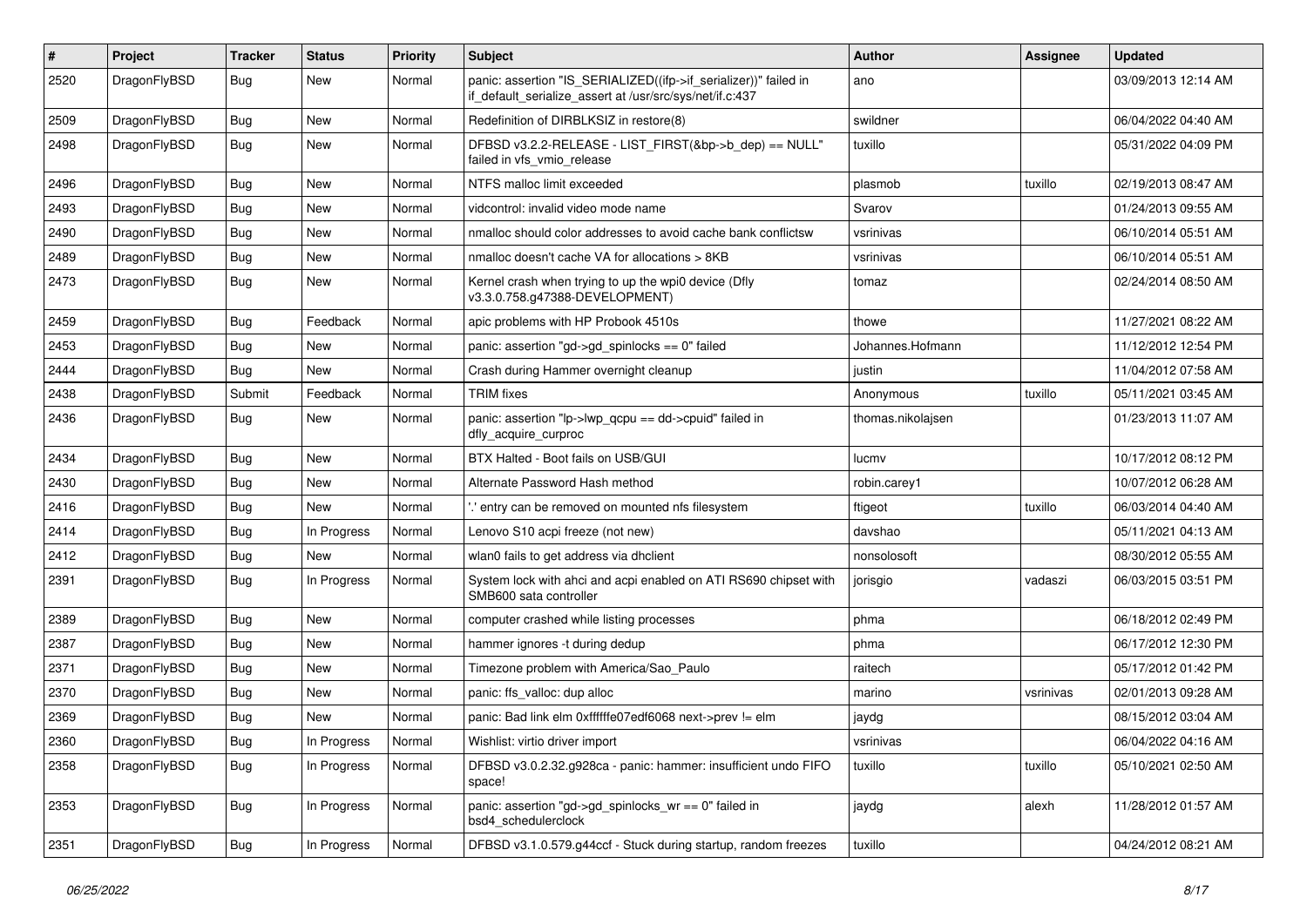| # | Project | Tracker | Status | Priority | Subject | Author | Assignee | Updated |
|---|---|---|---|---|---|---|---|---|
| 2520 | DragonFlyBSD | Bug | New | Normal | panic: assertion "IS_SERIALIZED((ifp->if_serializer))" failed in if_default_serialize_assert at /usr/src/sys/net/if.c:437 | ano | | 03/09/2013 12:14 AM |
| 2509 | DragonFlyBSD | Bug | New | Normal | Redefinition of DIRBLKSIZ in restore(8) | swildner | | 06/04/2022 04:40 AM |
| 2498 | DragonFlyBSD | Bug | New | Normal | DFBSD v3.2.2-RELEASE - LIST_FIRST(&bp->b_dep) == NULL" failed in vfs_vmio_release | tuxillo | | 05/31/2022 04:09 PM |
| 2496 | DragonFlyBSD | Bug | New | Normal | NTFS malloc limit exceeded | plasmob | tuxillo | 02/19/2013 08:47 AM |
| 2493 | DragonFlyBSD | Bug | New | Normal | vidcontrol: invalid video mode name | Svarov | | 01/24/2013 09:55 AM |
| 2490 | DragonFlyBSD | Bug | New | Normal | nmalloc should color addresses to avoid cache bank conflictsw | vsrinivas | | 06/10/2014 05:51 AM |
| 2489 | DragonFlyBSD | Bug | New | Normal | nmalloc doesn't cache VA for allocations > 8KB | vsrinivas | | 06/10/2014 05:51 AM |
| 2473 | DragonFlyBSD | Bug | New | Normal | Kernel crash when trying to up the wpi0 device (Dfly v3.3.0.758.g47388-DEVELOPMENT) | tomaz | | 02/24/2014 08:50 AM |
| 2459 | DragonFlyBSD | Bug | Feedback | Normal | apic problems with HP Probook 4510s | thowe | | 11/27/2021 08:22 AM |
| 2453 | DragonFlyBSD | Bug | New | Normal | panic: assertion "gd->gd_spinlocks == 0" failed | Johannes.Hofmann | | 11/12/2012 12:54 PM |
| 2444 | DragonFlyBSD | Bug | New | Normal | Crash during Hammer overnight cleanup | justin | | 11/04/2012 07:58 AM |
| 2438 | DragonFlyBSD | Submit | Feedback | Normal | TRIM fixes | Anonymous | tuxillo | 05/11/2021 03:45 AM |
| 2436 | DragonFlyBSD | Bug | New | Normal | panic: assertion "lp->lwp_qcpu == dd->cpuid" failed in dfly_acquire_curproc | thomas.nikolajsen | | 01/23/2013 11:07 AM |
| 2434 | DragonFlyBSD | Bug | New | Normal | BTX Halted - Boot fails on USB/GUI | lucmv | | 10/17/2012 08:12 PM |
| 2430 | DragonFlyBSD | Bug | New | Normal | Alternate Password Hash method | robin.carey1 | | 10/07/2012 06:28 AM |
| 2416 | DragonFlyBSD | Bug | New | Normal | '.' entry can be removed on mounted nfs filesystem | ftigeot | tuxillo | 06/03/2014 04:40 AM |
| 2414 | DragonFlyBSD | Bug | In Progress | Normal | Lenovo S10 acpi freeze (not new) | davshao | | 05/11/2021 04:13 AM |
| 2412 | DragonFlyBSD | Bug | New | Normal | wlan0 fails to get address via dhclient | nonsolosoft | | 08/30/2012 05:55 AM |
| 2391 | DragonFlyBSD | Bug | In Progress | Normal | System lock with ahci and acpi enabled on ATI RS690 chipset with SMB600 sata controller | jorisgio | vadaszi | 06/03/2015 03:51 PM |
| 2389 | DragonFlyBSD | Bug | New | Normal | computer crashed while listing processes | phma | | 06/18/2012 02:49 PM |
| 2387 | DragonFlyBSD | Bug | New | Normal | hammer ignores -t during dedup | phma | | 06/17/2012 12:30 PM |
| 2371 | DragonFlyBSD | Bug | New | Normal | Timezone problem with America/Sao_Paulo | raitech | | 05/17/2012 01:42 PM |
| 2370 | DragonFlyBSD | Bug | New | Normal | panic: ffs_valloc: dup alloc | marino | vsrinivas | 02/01/2013 09:28 AM |
| 2369 | DragonFlyBSD | Bug | New | Normal | panic: Bad link elm 0xffffffe07edf6068 next->prev != elm | jaydg | | 08/15/2012 03:04 AM |
| 2360 | DragonFlyBSD | Bug | In Progress | Normal | Wishlist: virtio driver import | vsrinivas | | 06/04/2022 04:16 AM |
| 2358 | DragonFlyBSD | Bug | In Progress | Normal | DFBSD v3.0.2.32.g928ca - panic: hammer: insufficient undo FIFO space! | tuxillo | tuxillo | 05/10/2021 02:50 AM |
| 2353 | DragonFlyBSD | Bug | In Progress | Normal | panic: assertion "gd->gd_spinlocks_wr == 0" failed in bsd4_schedulerclock | jaydg | alexh | 11/28/2012 01:57 AM |
| 2351 | DragonFlyBSD | Bug | In Progress | Normal | DFBSD v3.1.0.579.g44ccf - Stuck during startup, random freezes | tuxillo | | 04/24/2012 08:21 AM |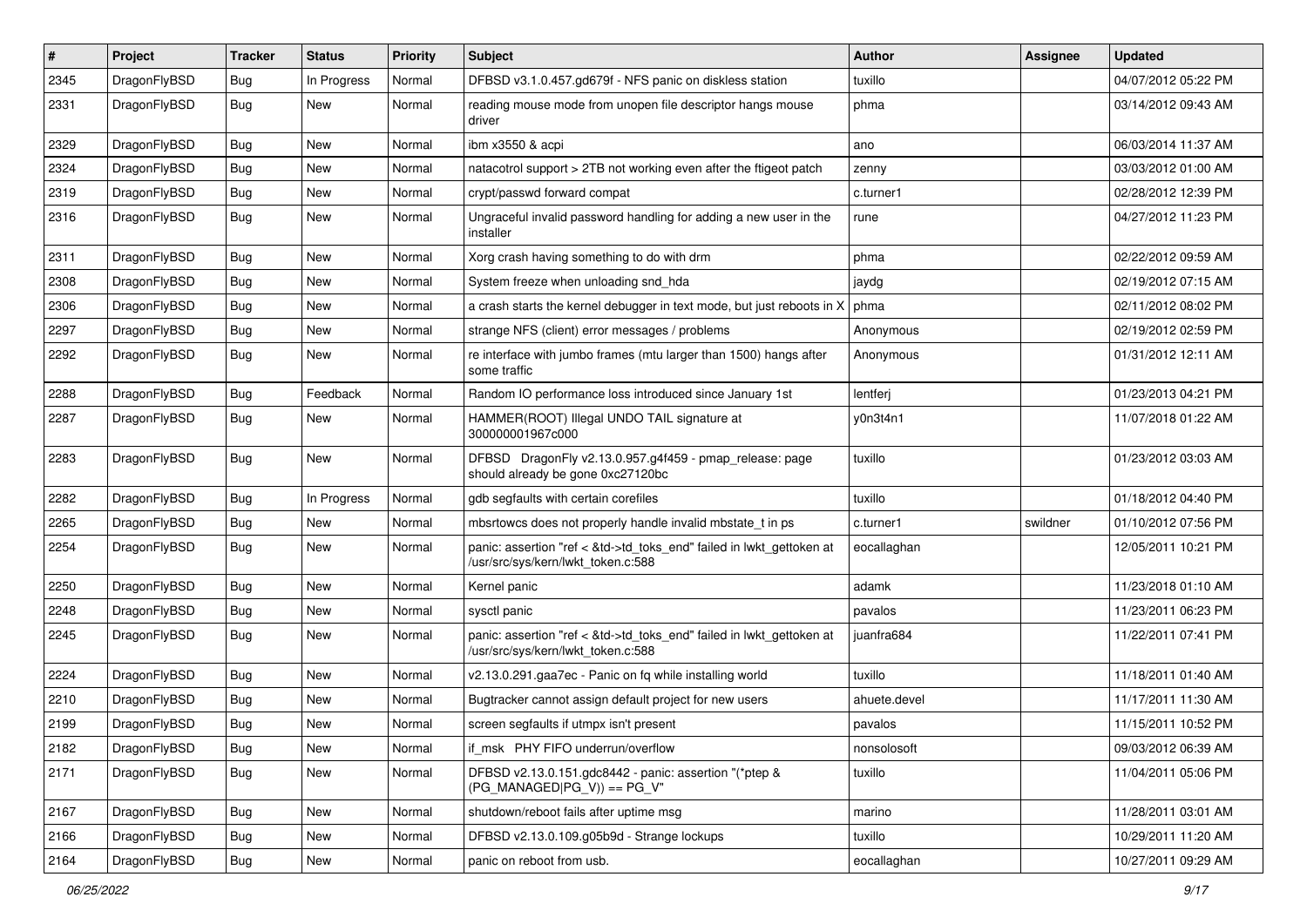| # | Project | Tracker | Status | Priority | Subject | Author | Assignee | Updated |
|---|---|---|---|---|---|---|---|---|
| 2345 | DragonFlyBSD | Bug | In Progress | Normal | DFBSD v3.1.0.457.gd679f - NFS panic on diskless station | tuxillo | | 04/07/2012 05:22 PM |
| 2331 | DragonFlyBSD | Bug | New | Normal | reading mouse mode from unopen file descriptor hangs mouse driver | phma | | 03/14/2012 09:43 AM |
| 2329 | DragonFlyBSD | Bug | New | Normal | ibm x3550 & acpi | ano | | 06/03/2014 11:37 AM |
| 2324 | DragonFlyBSD | Bug | New | Normal | natacotrol support > 2TB not working even after the ftigeot patch | zenny | | 03/03/2012 01:00 AM |
| 2319 | DragonFlyBSD | Bug | New | Normal | crypt/passwd forward compat | c.turner1 | | 02/28/2012 12:39 PM |
| 2316 | DragonFlyBSD | Bug | New | Normal | Ungraceful invalid password handling for adding a new user in the installer | rune | | 04/27/2012 11:23 PM |
| 2311 | DragonFlyBSD | Bug | New | Normal | Xorg crash having something to do with drm | phma | | 02/22/2012 09:59 AM |
| 2308 | DragonFlyBSD | Bug | New | Normal | System freeze when unloading snd_hda | jaydg | | 02/19/2012 07:15 AM |
| 2306 | DragonFlyBSD | Bug | New | Normal | a crash starts the kernel debugger in text mode, but just reboots in X | phma | | 02/11/2012 08:02 PM |
| 2297 | DragonFlyBSD | Bug | New | Normal | strange NFS (client) error messages / problems | Anonymous | | 02/19/2012 02:59 PM |
| 2292 | DragonFlyBSD | Bug | New | Normal | re interface with jumbo frames (mtu larger than 1500) hangs after some traffic | Anonymous | | 01/31/2012 12:11 AM |
| 2288 | DragonFlyBSD | Bug | Feedback | Normal | Random IO performance loss introduced since January 1st | lentferj | | 01/23/2013 04:21 PM |
| 2287 | DragonFlyBSD | Bug | New | Normal | HAMMER(ROOT) Illegal UNDO TAIL signature at 300000001967c000 | y0n3t4n1 | | 11/07/2018 01:22 AM |
| 2283 | DragonFlyBSD | Bug | New | Normal | DFBSD DragonFly v2.13.0.957.g4f459 - pmap_release: page should already be gone 0xc27120bc | tuxillo | | 01/23/2012 03:03 AM |
| 2282 | DragonFlyBSD | Bug | In Progress | Normal | gdb segfaults with certain corefiles | tuxillo | | 01/18/2012 04:40 PM |
| 2265 | DragonFlyBSD | Bug | New | Normal | mbsrtowcs does not properly handle invalid mbstate_t in ps | c.turner1 | swildner | 01/10/2012 07:56 PM |
| 2254 | DragonFlyBSD | Bug | New | Normal | panic: assertion "ref < &td->td_toks_end" failed in lwkt_gettoken at /usr/src/sys/kern/lwkt_token.c:588 | eocallaghan | | 12/05/2011 10:21 PM |
| 2250 | DragonFlyBSD | Bug | New | Normal | Kernel panic | adamk | | 11/23/2018 01:10 AM |
| 2248 | DragonFlyBSD | Bug | New | Normal | sysctl panic | pavalos | | 11/23/2011 06:23 PM |
| 2245 | DragonFlyBSD | Bug | New | Normal | panic: assertion "ref < &td->td_toks_end" failed in lwkt_gettoken at /usr/src/sys/kern/lwkt_token.c:588 | juanfra684 | | 11/22/2011 07:41 PM |
| 2224 | DragonFlyBSD | Bug | New | Normal | v2.13.0.291.gaa7ec - Panic on fq while installing world | tuxillo | | 11/18/2011 01:40 AM |
| 2210 | DragonFlyBSD | Bug | New | Normal | Bugtracker cannot assign default project for new users | ahuete.devel | | 11/17/2011 11:30 AM |
| 2199 | DragonFlyBSD | Bug | New | Normal | screen segfaults if utmpx isn't present | pavalos | | 11/15/2011 10:52 PM |
| 2182 | DragonFlyBSD | Bug | New | Normal | if_msk PHY FIFO underrun/overflow | nonsolosoft | | 09/03/2012 06:39 AM |
| 2171 | DragonFlyBSD | Bug | New | Normal | DFBSD v2.13.0.151.gdc8442 - panic: assertion "(*ptep & (PG_MANAGED\|PG_V)) == PG_V" | tuxillo | | 11/04/2011 05:06 PM |
| 2167 | DragonFlyBSD | Bug | New | Normal | shutdown/reboot fails after uptime msg | marino | | 11/28/2011 03:01 AM |
| 2166 | DragonFlyBSD | Bug | New | Normal | DFBSD v2.13.0.109.g05b9d - Strange lockups | tuxillo | | 10/29/2011 11:20 AM |
| 2164 | DragonFlyBSD | Bug | New | Normal | panic on reboot from usb. | eocallaghan | | 10/27/2011 09:29 AM |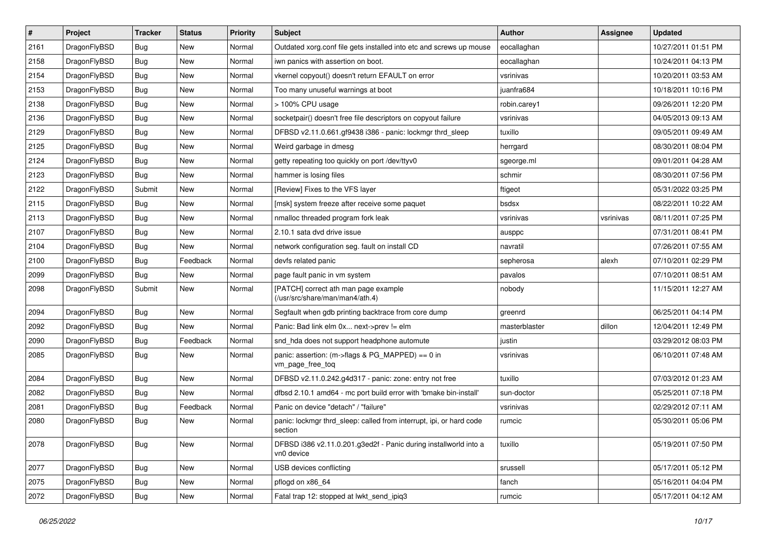| # | Project | Tracker | Status | Priority | Subject | Author | Assignee | Updated |
|---|---|---|---|---|---|---|---|---|
| 2161 | DragonFlyBSD | Bug | New | Normal | Outdated xorg.conf file gets installed into etc and screws up mouse | eocallaghan | | 10/27/2011 01:51 PM |
| 2158 | DragonFlyBSD | Bug | New | Normal | iwn panics with assertion on boot. | eocallaghan | | 10/24/2011 04:13 PM |
| 2154 | DragonFlyBSD | Bug | New | Normal | vkernel copyout() doesn't return EFAULT on error | vsrinivas | | 10/20/2011 03:53 AM |
| 2153 | DragonFlyBSD | Bug | New | Normal | Too many unuseful warnings at boot | juanfra684 | | 10/18/2011 10:16 PM |
| 2138 | DragonFlyBSD | Bug | New | Normal | > 100% CPU usage | robin.carey1 | | 09/26/2011 12:20 PM |
| 2136 | DragonFlyBSD | Bug | New | Normal | socketpair() doesn't free file descriptors on copyout failure | vsrinivas | | 04/05/2013 09:13 AM |
| 2129 | DragonFlyBSD | Bug | New | Normal | DFBSD v2.11.0.661.gf9438 i386 - panic: lockmgr thrd_sleep | tuxillo | | 09/05/2011 09:49 AM |
| 2125 | DragonFlyBSD | Bug | New | Normal | Weird garbage in dmesg | herrgard | | 08/30/2011 08:04 PM |
| 2124 | DragonFlyBSD | Bug | New | Normal | getty repeating too quickly on port /dev/ttyv0 | sgeorge.ml | | 09/01/2011 04:28 AM |
| 2123 | DragonFlyBSD | Bug | New | Normal | hammer is losing files | schmir | | 08/30/2011 07:56 PM |
| 2122 | DragonFlyBSD | Submit | New | Normal | [Review] Fixes to the VFS layer | ftigeot | | 05/31/2022 03:25 PM |
| 2115 | DragonFlyBSD | Bug | New | Normal | [msk] system freeze after receive some paquet | bsdsx | | 08/22/2011 10:22 AM |
| 2113 | DragonFlyBSD | Bug | New | Normal | nmalloc threaded program fork leak | vsrinivas | vsrinivas | 08/11/2011 07:25 PM |
| 2107 | DragonFlyBSD | Bug | New | Normal | 2.10.1 sata dvd drive issue | ausppc | | 07/31/2011 08:41 PM |
| 2104 | DragonFlyBSD | Bug | New | Normal | network configuration seg. fault on install CD | navratil | | 07/26/2011 07:55 AM |
| 2100 | DragonFlyBSD | Bug | Feedback | Normal | devfs related panic | sepherosa | alexh | 07/10/2011 02:29 PM |
| 2099 | DragonFlyBSD | Bug | New | Normal | page fault panic in vm system | pavalos | | 07/10/2011 08:51 AM |
| 2098 | DragonFlyBSD | Submit | New | Normal | [PATCH] correct ath man page example (/usr/src/share/man/man4/ath.4) | nobody | | 11/15/2011 12:27 AM |
| 2094 | DragonFlyBSD | Bug | New | Normal | Segfault when gdb printing backtrace from core dump | greenrd | | 06/25/2011 04:14 PM |
| 2092 | DragonFlyBSD | Bug | New | Normal | Panic: Bad link elm 0x... next->prev != elm | masterblaster | dillon | 12/04/2011 12:49 PM |
| 2090 | DragonFlyBSD | Bug | Feedback | Normal | snd_hda does not support headphone automute | justin | | 03/29/2012 08:03 PM |
| 2085 | DragonFlyBSD | Bug | New | Normal | panic: assertion: (m->flags & PG_MAPPED) == 0 in vm_page_free_toq | vsrinivas | | 06/10/2011 07:48 AM |
| 2084 | DragonFlyBSD | Bug | New | Normal | DFBSD v2.11.0.242.g4d317 - panic: zone: entry not free | tuxillo | | 07/03/2012 01:23 AM |
| 2082 | DragonFlyBSD | Bug | New | Normal | dfbsd 2.10.1 amd64 - mc port build error with 'bmake bin-install' | sun-doctor | | 05/25/2011 07:18 PM |
| 2081 | DragonFlyBSD | Bug | Feedback | Normal | Panic on device "detach" / "failure" | vsrinivas | | 02/29/2012 07:11 AM |
| 2080 | DragonFlyBSD | Bug | New | Normal | panic: lockmgr thrd_sleep: called from interrupt, ipi, or hard code section | rumcic | | 05/30/2011 05:06 PM |
| 2078 | DragonFlyBSD | Bug | New | Normal | DFBSD i386 v2.11.0.201.g3ed2f - Panic during installworld into a vn0 device | tuxillo | | 05/19/2011 07:50 PM |
| 2077 | DragonFlyBSD | Bug | New | Normal | USB devices conflicting | srussell | | 05/17/2011 05:12 PM |
| 2075 | DragonFlyBSD | Bug | New | Normal | pflogd on x86_64 | fanch | | 05/16/2011 04:04 PM |
| 2072 | DragonFlyBSD | Bug | New | Normal | Fatal trap 12: stopped at lwkt_send_ipiq3 | rumcic | | 05/17/2011 04:12 AM |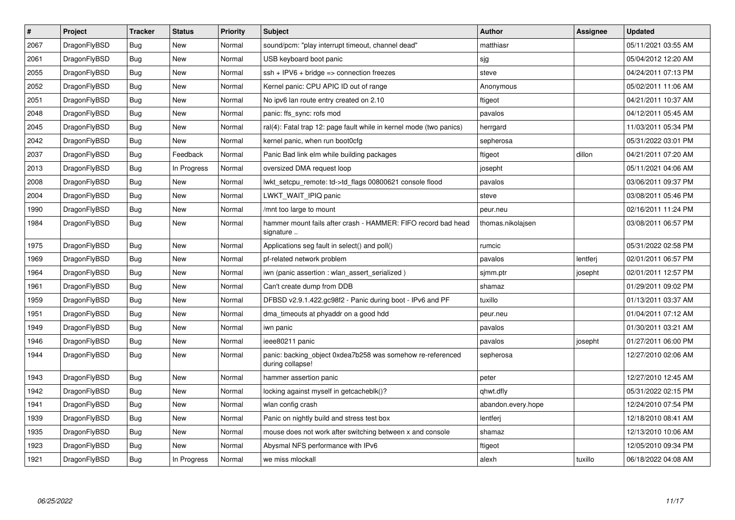| # | Project | Tracker | Status | Priority | Subject | Author | Assignee | Updated |
|---|---|---|---|---|---|---|---|---|
| 2067 | DragonFlyBSD | Bug | New | Normal | sound/pcm: "play interrupt timeout, channel dead" | matthiasr | | 05/11/2021 03:55 AM |
| 2061 | DragonFlyBSD | Bug | New | Normal | USB keyboard boot panic | sjg | | 05/04/2012 12:20 AM |
| 2055 | DragonFlyBSD | Bug | New | Normal | ssh + IPV6 + bridge => connection freezes | steve | | 04/24/2011 07:13 PM |
| 2052 | DragonFlyBSD | Bug | New | Normal | Kernel panic: CPU APIC ID out of range | Anonymous | | 05/02/2011 11:06 AM |
| 2051 | DragonFlyBSD | Bug | New | Normal | No ipv6 lan route entry created on 2.10 | ftigeot | | 04/21/2011 10:37 AM |
| 2048 | DragonFlyBSD | Bug | New | Normal | panic: ffs_sync: rofs mod | pavalos | | 04/12/2011 05:45 AM |
| 2045 | DragonFlyBSD | Bug | New | Normal | ral(4): Fatal trap 12: page fault while in kernel mode (two panics) | herrgard | | 11/03/2011 05:34 PM |
| 2042 | DragonFlyBSD | Bug | New | Normal | kernel panic, when run boot0cfg | sepherosa | | 05/31/2022 03:01 PM |
| 2037 | DragonFlyBSD | Bug | Feedback | Normal | Panic Bad link elm while building packages | ftigeot | dillon | 04/21/2011 07:20 AM |
| 2013 | DragonFlyBSD | Bug | In Progress | Normal | oversized DMA request loop | josepht | | 05/11/2021 04:06 AM |
| 2008 | DragonFlyBSD | Bug | New | Normal | lwkt_setcpu_remote: td->td_flags 00800621 console flood | pavalos | | 03/06/2011 09:37 PM |
| 2004 | DragonFlyBSD | Bug | New | Normal | LWKT_WAIT_IPIQ panic | steve | | 03/08/2011 05:46 PM |
| 1990 | DragonFlyBSD | Bug | New | Normal | /mnt too large to mount | peur.neu | | 02/16/2011 11:24 PM |
| 1984 | DragonFlyBSD | Bug | New | Normal | hammer mount fails after crash - HAMMER: FIFO record bad head signature .. | thomas.nikolajsen | | 03/08/2011 06:57 PM |
| 1975 | DragonFlyBSD | Bug | New | Normal | Applications seg fault in select() and poll() | rumcic | | 05/31/2022 02:58 PM |
| 1969 | DragonFlyBSD | Bug | New | Normal | pf-related network problem | pavalos | lentferj | 02/01/2011 06:57 PM |
| 1964 | DragonFlyBSD | Bug | New | Normal | iwn (panic assertion : wlan_assert_serialized ) | sjmm.ptr | josepht | 02/01/2011 12:57 PM |
| 1961 | DragonFlyBSD | Bug | New | Normal | Can't create dump from DDB | shamaz | | 01/29/2011 09:02 PM |
| 1959 | DragonFlyBSD | Bug | New | Normal | DFBSD v2.9.1.422.gc98f2 - Panic during boot - IPv6 and PF | tuxillo | | 01/13/2011 03:37 AM |
| 1951 | DragonFlyBSD | Bug | New | Normal | dma_timeouts at phyaddr on a good hdd | peur.neu | | 01/04/2011 07:12 AM |
| 1949 | DragonFlyBSD | Bug | New | Normal | iwn panic | pavalos | | 01/30/2011 03:21 AM |
| 1946 | DragonFlyBSD | Bug | New | Normal | ieee80211 panic | pavalos | josepht | 01/27/2011 06:00 PM |
| 1944 | DragonFlyBSD | Bug | New | Normal | panic: backing_object 0xdea7b258 was somehow re-referenced during collapse! | sepherosa | | 12/27/2010 02:06 AM |
| 1943 | DragonFlyBSD | Bug | New | Normal | hammer assertion panic | peter | | 12/27/2010 12:45 AM |
| 1942 | DragonFlyBSD | Bug | New | Normal | locking against myself in getcacheblk()? | qhwt.dfly | | 05/31/2022 02:15 PM |
| 1941 | DragonFlyBSD | Bug | New | Normal | wlan config crash | abandon.every.hope | | 12/24/2010 07:54 PM |
| 1939 | DragonFlyBSD | Bug | New | Normal | Panic on nightly build and stress test box | lentferj | | 12/18/2010 08:41 AM |
| 1935 | DragonFlyBSD | Bug | New | Normal | mouse does not work after switching between x and console | shamaz | | 12/13/2010 10:06 AM |
| 1923 | DragonFlyBSD | Bug | New | Normal | Abysmal NFS performance with IPv6 | ftigeot | | 12/05/2010 09:34 PM |
| 1921 | DragonFlyBSD | Bug | In Progress | Normal | we miss mlockall | alexh | tuxillo | 06/18/2022 04:08 AM |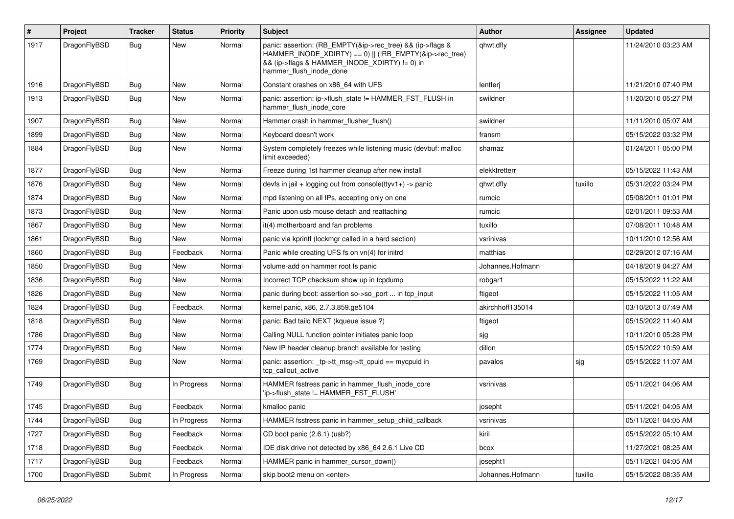| # | Project | Tracker | Status | Priority | Subject | Author | Assignee | Updated |
| --- | --- | --- | --- | --- | --- | --- | --- | --- |
| 1917 | DragonFlyBSD | Bug | New | Normal | panic: assertion: (RB_EMPTY(&ip->rec_tree) && (ip->flags & HAMMER_INODE_XDIRTY) == 0) \|\| (!RB_EMPTY(&ip->rec_tree) && (ip->flags & HAMMER_INODE_XDIRTY) != 0) in hammer_flush_inode_done | qhwt.dfly | | 11/24/2010 03:23 AM |
| 1916 | DragonFlyBSD | Bug | New | Normal | Constant crashes on x86_64 with UFS | lentferj | | 11/21/2010 07:40 PM |
| 1913 | DragonFlyBSD | Bug | New | Normal | panic: assertion: ip->flush_state != HAMMER_FST_FLUSH in hammer_flush_inode_core | swildner | | 11/20/2010 05:27 PM |
| 1907 | DragonFlyBSD | Bug | New | Normal | Hammer crash in hammer_flusher_flush() | swildner | | 11/11/2010 05:07 AM |
| 1899 | DragonFlyBSD | Bug | New | Normal | Keyboard doesn't work | fransm | | 05/15/2022 03:32 PM |
| 1884 | DragonFlyBSD | Bug | New | Normal | System completely freezes while listening music (devbuf: malloc limit exceeded) | shamaz | | 01/24/2011 05:00 PM |
| 1877 | DragonFlyBSD | Bug | New | Normal | Freeze during 1st hammer cleanup after new install | elekktretterr | | 05/15/2022 11:43 AM |
| 1876 | DragonFlyBSD | Bug | New | Normal | devfs in jail + logging out from console(ttyv1+) -> panic | qhwt.dfly | tuxillo | 05/31/2022 03:24 PM |
| 1874 | DragonFlyBSD | Bug | New | Normal | mpd listening on all IPs, accepting only on one | rumcic | | 05/08/2011 01:01 PM |
| 1873 | DragonFlyBSD | Bug | New | Normal | Panic upon usb mouse detach and reattaching | rumcic | | 02/01/2011 09:53 AM |
| 1867 | DragonFlyBSD | Bug | New | Normal | it(4) motherboard and fan problems | tuxillo | | 07/08/2011 10:48 AM |
| 1861 | DragonFlyBSD | Bug | New | Normal | panic via kprintf (lockmgr called in a hard section) | vsrinivas | | 10/11/2010 12:56 AM |
| 1860 | DragonFlyBSD | Bug | Feedback | Normal | Panic while creating UFS fs on vn(4) for initrd | matthias | | 02/29/2012 07:16 AM |
| 1850 | DragonFlyBSD | Bug | New | Normal | volume-add on hammer root fs panic | Johannes.Hofmann | | 04/18/2019 04:27 AM |
| 1836 | DragonFlyBSD | Bug | New | Normal | Incorrect TCP checksum show up in tcpdump | robgar1 | | 05/15/2022 11:22 AM |
| 1826 | DragonFlyBSD | Bug | New | Normal | panic during boot: assertion so->so_port ... in tcp_input | ftigeot | | 05/15/2022 11:05 AM |
| 1824 | DragonFlyBSD | Bug | Feedback | Normal | kernel panic, x86, 2.7.3.859.ge5104 | akirchhoff135014 | | 03/10/2013 07:49 AM |
| 1818 | DragonFlyBSD | Bug | New | Normal | panic: Bad tailq NEXT (kqueue issue ?) | ftigeot | | 05/15/2022 11:40 AM |
| 1786 | DragonFlyBSD | Bug | New | Normal | Calling NULL function pointer initiates panic loop | sjg | | 10/11/2010 05:28 PM |
| 1774 | DragonFlyBSD | Bug | New | Normal | New IP header cleanup branch available for testing | dillon | | 05/15/2022 10:59 AM |
| 1769 | DragonFlyBSD | Bug | New | Normal | panic: assertion: _tp->tt_msg->tt_cpuid == mycpuid in tcp_callout_active | pavalos | sjg | 05/15/2022 11:07 AM |
| 1749 | DragonFlyBSD | Bug | In Progress | Normal | HAMMER fsstress panic in hammer_flush_inode_core 'ip->flush_state != HAMMER_FST_FLUSH' | vsrinivas | | 05/11/2021 04:06 AM |
| 1745 | DragonFlyBSD | Bug | Feedback | Normal | kmalloc panic | josepht | | 05/11/2021 04:05 AM |
| 1744 | DragonFlyBSD | Bug | In Progress | Normal | HAMMER fsstress panic in hammer_setup_child_callback | vsrinivas | | 05/11/2021 04:05 AM |
| 1727 | DragonFlyBSD | Bug | Feedback | Normal | CD boot panic (2.6.1) (usb?) | kiril | | 05/15/2022 05:10 AM |
| 1718 | DragonFlyBSD | Bug | Feedback | Normal | IDE disk drive not detected by x86_64 2.6.1 Live CD | bcox | | 11/27/2021 08:25 AM |
| 1717 | DragonFlyBSD | Bug | Feedback | Normal | HAMMER panic in hammer_cursor_down() | josepht1 | | 05/11/2021 04:05 AM |
| 1700 | DragonFlyBSD | Submit | In Progress | Normal | skip boot2 menu on <enter> | Johannes.Hofmann | tuxillo | 05/15/2022 08:35 AM |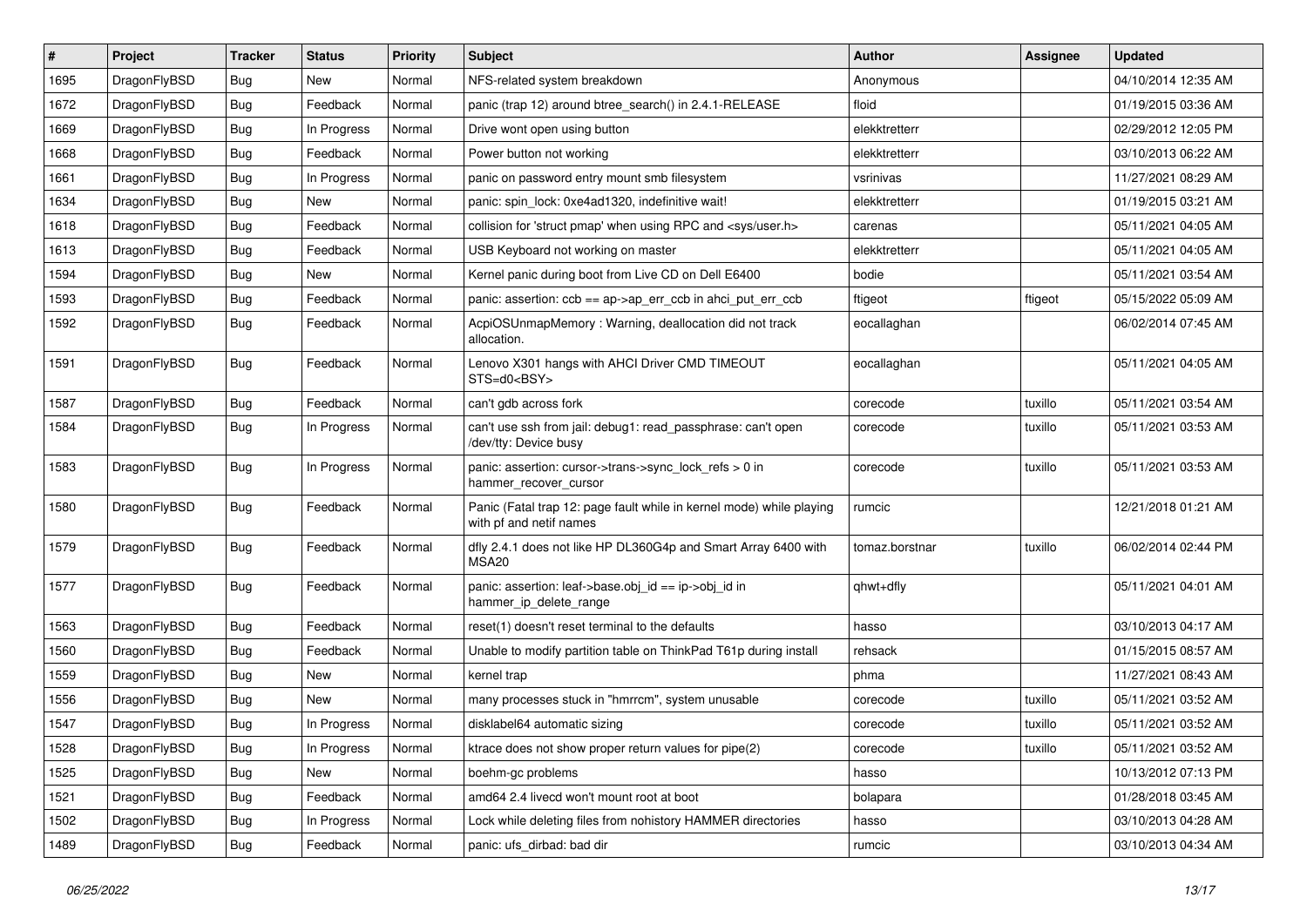| # | Project | Tracker | Status | Priority | Subject | Author | Assignee | Updated |
| --- | --- | --- | --- | --- | --- | --- | --- | --- |
| 1695 | DragonFlyBSD | Bug | New | Normal | NFS-related system breakdown | Anonymous |  | 04/10/2014 12:35 AM |
| 1672 | DragonFlyBSD | Bug | Feedback | Normal | panic (trap 12) around btree_search() in 2.4.1-RELEASE | floid |  | 01/19/2015 03:36 AM |
| 1669 | DragonFlyBSD | Bug | In Progress | Normal | Drive wont open using button | elekktretterr |  | 02/29/2012 12:05 PM |
| 1668 | DragonFlyBSD | Bug | Feedback | Normal | Power button not working | elekktretterr |  | 03/10/2013 06:22 AM |
| 1661 | DragonFlyBSD | Bug | In Progress | Normal | panic on password entry mount smb filesystem | vsrinivas |  | 11/27/2021 08:29 AM |
| 1634 | DragonFlyBSD | Bug | New | Normal | panic: spin_lock: 0xe4ad1320, indefinitive wait! | elekktretterr |  | 01/19/2015 03:21 AM |
| 1618 | DragonFlyBSD | Bug | Feedback | Normal | collision for 'struct pmap' when using RPC and <sys/user.h> | carenas |  | 05/11/2021 04:05 AM |
| 1613 | DragonFlyBSD | Bug | Feedback | Normal | USB Keyboard not working on master | elekktretterr |  | 05/11/2021 04:05 AM |
| 1594 | DragonFlyBSD | Bug | New | Normal | Kernel panic during boot from Live CD on Dell E6400 | bodie |  | 05/11/2021 03:54 AM |
| 1593 | DragonFlyBSD | Bug | Feedback | Normal | panic: assertion: ccb == ap->ap_err_ccb in ahci_put_err_ccb | ftigeot | ftigeot | 05/15/2022 05:09 AM |
| 1592 | DragonFlyBSD | Bug | Feedback | Normal | AcpiOSUnmapMemory : Warning, deallocation did not track allocation. | eocallaghan |  | 06/02/2014 07:45 AM |
| 1591 | DragonFlyBSD | Bug | Feedback | Normal | Lenovo X301 hangs with AHCI Driver CMD TIMEOUT STS=d0<BSY> | eocallaghan |  | 05/11/2021 04:05 AM |
| 1587 | DragonFlyBSD | Bug | Feedback | Normal | can't gdb across fork | corecode | tuxillo | 05/11/2021 03:54 AM |
| 1584 | DragonFlyBSD | Bug | In Progress | Normal | can't use ssh from jail: debug1: read_passphrase: can't open /dev/tty: Device busy | corecode | tuxillo | 05/11/2021 03:53 AM |
| 1583 | DragonFlyBSD | Bug | In Progress | Normal | panic: assertion: cursor->trans->sync_lock_refs > 0 in hammer_recover_cursor | corecode | tuxillo | 05/11/2021 03:53 AM |
| 1580 | DragonFlyBSD | Bug | Feedback | Normal | Panic (Fatal trap 12: page fault while in kernel mode) while playing with pf and netif names | rumcic |  | 12/21/2018 01:21 AM |
| 1579 | DragonFlyBSD | Bug | Feedback | Normal | dfly 2.4.1 does not like HP DL360G4p and Smart Array 6400 with MSA20 | tomaz.borstnar | tuxillo | 06/02/2014 02:44 PM |
| 1577 | DragonFlyBSD | Bug | Feedback | Normal | panic: assertion: leaf->base.obj_id == ip->obj_id in hammer_ip_delete_range | qhwt+dfly |  | 05/11/2021 04:01 AM |
| 1563 | DragonFlyBSD | Bug | Feedback | Normal | reset(1) doesn't reset terminal to the defaults | hasso |  | 03/10/2013 04:17 AM |
| 1560 | DragonFlyBSD | Bug | Feedback | Normal | Unable to modify partition table on ThinkPad T61p during install | rehsack |  | 01/15/2015 08:57 AM |
| 1559 | DragonFlyBSD | Bug | New | Normal | kernel trap | phma |  | 11/27/2021 08:43 AM |
| 1556 | DragonFlyBSD | Bug | New | Normal | many processes stuck in "hmrrcm", system unusable | corecode | tuxillo | 05/11/2021 03:52 AM |
| 1547 | DragonFlyBSD | Bug | In Progress | Normal | disklabel64 automatic sizing | corecode | tuxillo | 05/11/2021 03:52 AM |
| 1528 | DragonFlyBSD | Bug | In Progress | Normal | ktrace does not show proper return values for pipe(2) | corecode | tuxillo | 05/11/2021 03:52 AM |
| 1525 | DragonFlyBSD | Bug | New | Normal | boehm-gc problems | hasso |  | 10/13/2012 07:13 PM |
| 1521 | DragonFlyBSD | Bug | Feedback | Normal | amd64 2.4 livecd won't mount root at boot | bolapara |  | 01/28/2018 03:45 AM |
| 1502 | DragonFlyBSD | Bug | In Progress | Normal | Lock while deleting files from nohistory HAMMER directories | hasso |  | 03/10/2013 04:28 AM |
| 1489 | DragonFlyBSD | Bug | Feedback | Normal | panic: ufs_dirbad: bad dir | rumcic |  | 03/10/2013 04:34 AM |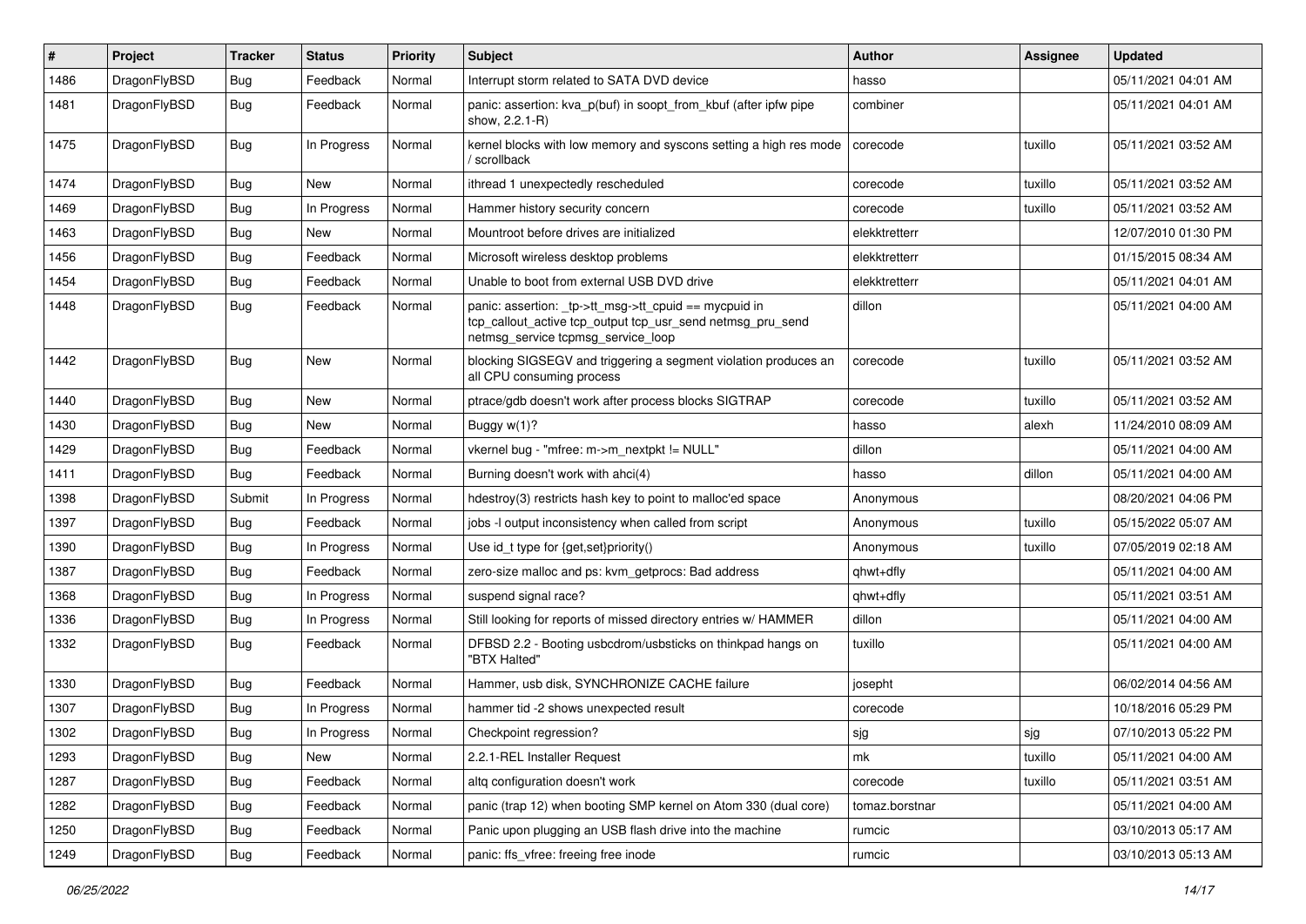| # | Project | Tracker | Status | Priority | Subject | Author | Assignee | Updated |
|---|---|---|---|---|---|---|---|---|
| 1486 | DragonFlyBSD | Bug | Feedback | Normal | Interrupt storm related to SATA DVD device | hasso | | 05/11/2021 04:01 AM |
| 1481 | DragonFlyBSD | Bug | Feedback | Normal | panic: assertion: kva_p(buf) in soopt_from_kbuf (after ipfw pipe show, 2.2.1-R) | combiner | | 05/11/2021 04:01 AM |
| 1475 | DragonFlyBSD | Bug | In Progress | Normal | kernel blocks with low memory and syscons setting a high res mode / scrollback | corecode | tuxillo | 05/11/2021 03:52 AM |
| 1474 | DragonFlyBSD | Bug | New | Normal | ithread 1 unexpectedly rescheduled | corecode | tuxillo | 05/11/2021 03:52 AM |
| 1469 | DragonFlyBSD | Bug | In Progress | Normal | Hammer history security concern | corecode | tuxillo | 05/11/2021 03:52 AM |
| 1463 | DragonFlyBSD | Bug | New | Normal | Mountroot before drives are initialized | elekktretterr | | 12/07/2010 01:30 PM |
| 1456 | DragonFlyBSD | Bug | Feedback | Normal | Microsoft wireless desktop problems | elekktretterr | | 01/15/2015 08:34 AM |
| 1454 | DragonFlyBSD | Bug | Feedback | Normal | Unable to boot from external USB DVD drive | elekktretterr | | 05/11/2021 04:01 AM |
| 1448 | DragonFlyBSD | Bug | Feedback | Normal | panic: assertion: _tp->tt_msg->tt_cpuid == mycpuid in tcp_callout_active tcp_output tcp_usr_send netmsg_pru_send netmsg_service tcpmsg_service_loop | dillon | | 05/11/2021 04:00 AM |
| 1442 | DragonFlyBSD | Bug | New | Normal | blocking SIGSEGV and triggering a segment violation produces an all CPU consuming process | corecode | tuxillo | 05/11/2021 03:52 AM |
| 1440 | DragonFlyBSD | Bug | New | Normal | ptrace/gdb doesn't work after process blocks SIGTRAP | corecode | tuxillo | 05/11/2021 03:52 AM |
| 1430 | DragonFlyBSD | Bug | New | Normal | Buggy w(1)? | hasso | alexh | 11/24/2010 08:09 AM |
| 1429 | DragonFlyBSD | Bug | Feedback | Normal | vkernel bug - "mfree: m->m_nextpkt != NULL" | dillon | | 05/11/2021 04:00 AM |
| 1411 | DragonFlyBSD | Bug | Feedback | Normal | Burning doesn't work with ahci(4) | hasso | dillon | 05/11/2021 04:00 AM |
| 1398 | DragonFlyBSD | Submit | In Progress | Normal | hdestroy(3) restricts hash key to point to malloc'ed space | Anonymous | | 08/20/2021 04:06 PM |
| 1397 | DragonFlyBSD | Bug | Feedback | Normal | jobs -l output inconsistency when called from script | Anonymous | tuxillo | 05/15/2022 05:07 AM |
| 1390 | DragonFlyBSD | Bug | In Progress | Normal | Use id_t type for {get,set}priority() | Anonymous | tuxillo | 07/05/2019 02:18 AM |
| 1387 | DragonFlyBSD | Bug | Feedback | Normal | zero-size malloc and ps: kvm_getprocs: Bad address | qhwt+dfly | | 05/11/2021 04:00 AM |
| 1368 | DragonFlyBSD | Bug | In Progress | Normal | suspend signal race? | qhwt+dfly | | 05/11/2021 03:51 AM |
| 1336 | DragonFlyBSD | Bug | In Progress | Normal | Still looking for reports of missed directory entries w/ HAMMER | dillon | | 05/11/2021 04:00 AM |
| 1332 | DragonFlyBSD | Bug | Feedback | Normal | DFBSD 2.2 - Booting usbcdrom/usbsticks on thinkpad hangs on "BTX Halted" | tuxillo | | 05/11/2021 04:00 AM |
| 1330 | DragonFlyBSD | Bug | Feedback | Normal | Hammer, usb disk, SYNCHRONIZE CACHE failure | josepht | | 06/02/2014 04:56 AM |
| 1307 | DragonFlyBSD | Bug | In Progress | Normal | hammer tid -2 shows unexpected result | corecode | | 10/18/2016 05:29 PM |
| 1302 | DragonFlyBSD | Bug | In Progress | Normal | Checkpoint regression? | sjg | sjg | 07/10/2013 05:22 PM |
| 1293 | DragonFlyBSD | Bug | New | Normal | 2.2.1-REL Installer Request | mk | tuxillo | 05/11/2021 04:00 AM |
| 1287 | DragonFlyBSD | Bug | Feedback | Normal | altq configuration doesn't work | corecode | tuxillo | 05/11/2021 03:51 AM |
| 1282 | DragonFlyBSD | Bug | Feedback | Normal | panic (trap 12) when booting SMP kernel on Atom 330 (dual core) | tomaz.borstnar | | 05/11/2021 04:00 AM |
| 1250 | DragonFlyBSD | Bug | Feedback | Normal | Panic upon plugging an USB flash drive into the machine | rumcic | | 03/10/2013 05:17 AM |
| 1249 | DragonFlyBSD | Bug | Feedback | Normal | panic: ffs_vfree: freeing free inode | rumcic | | 03/10/2013 05:13 AM |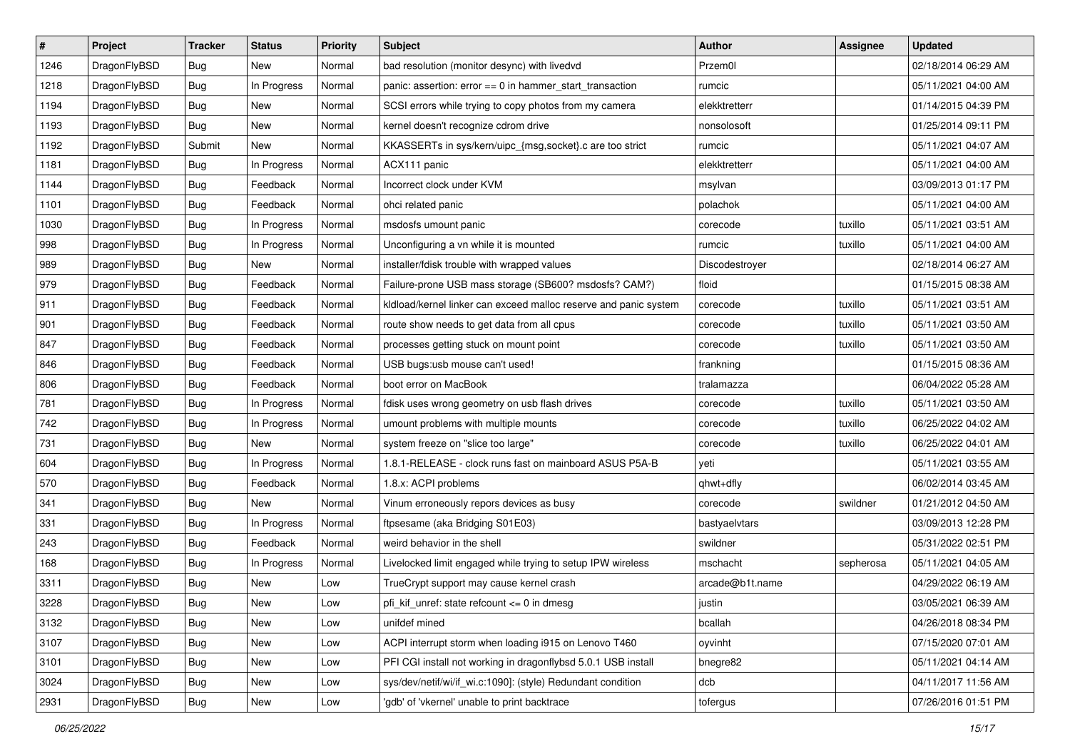| # | Project | Tracker | Status | Priority | Subject | Author | Assignee | Updated |
|---|---|---|---|---|---|---|---|---|
| 1246 | DragonFlyBSD | Bug | New | Normal | bad resolution (monitor desync) with livedvd | Przem0l | | 02/18/2014 06:29 AM |
| 1218 | DragonFlyBSD | Bug | In Progress | Normal | panic: assertion: error == 0 in hammer_start_transaction | rumcic | | 05/11/2021 04:00 AM |
| 1194 | DragonFlyBSD | Bug | New | Normal | SCSI errors while trying to copy photos from my camera | elekktretterr | | 01/14/2015 04:39 PM |
| 1193 | DragonFlyBSD | Bug | New | Normal | kernel doesn't recognize cdrom drive | nonsolosoft | | 01/25/2014 09:11 PM |
| 1192 | DragonFlyBSD | Submit | New | Normal | KKASSERTs in sys/kern/uipc_{msg,socket}.c are too strict | rumcic | | 05/11/2021 04:07 AM |
| 1181 | DragonFlyBSD | Bug | In Progress | Normal | ACX111 panic | elekktretterr | | 05/11/2021 04:00 AM |
| 1144 | DragonFlyBSD | Bug | Feedback | Normal | Incorrect clock under KVM | msylvan | | 03/09/2013 01:17 PM |
| 1101 | DragonFlyBSD | Bug | Feedback | Normal | ohci related panic | polachok | | 05/11/2021 04:00 AM |
| 1030 | DragonFlyBSD | Bug | In Progress | Normal | msdosfs umount panic | corecode | tuxillo | 05/11/2021 03:51 AM |
| 998 | DragonFlyBSD | Bug | In Progress | Normal | Unconfiguring a vn while it is mounted | rumcic | tuxillo | 05/11/2021 04:00 AM |
| 989 | DragonFlyBSD | Bug | New | Normal | installer/fdisk trouble with wrapped values | Discodestroyer | | 02/18/2014 06:27 AM |
| 979 | DragonFlyBSD | Bug | Feedback | Normal | Failure-prone USB mass storage (SB600? msdosfs? CAM?) | floid | | 01/15/2015 08:38 AM |
| 911 | DragonFlyBSD | Bug | Feedback | Normal | kldload/kernel linker can exceed malloc reserve and panic system | corecode | tuxillo | 05/11/2021 03:51 AM |
| 901 | DragonFlyBSD | Bug | Feedback | Normal | route show needs to get data from all cpus | corecode | tuxillo | 05/11/2021 03:50 AM |
| 847 | DragonFlyBSD | Bug | Feedback | Normal | processes getting stuck on mount point | corecode | tuxillo | 05/11/2021 03:50 AM |
| 846 | DragonFlyBSD | Bug | Feedback | Normal | USB bugs:usb mouse can't used! | frankning | | 01/15/2015 08:36 AM |
| 806 | DragonFlyBSD | Bug | Feedback | Normal | boot error on MacBook | tralamazza | | 06/04/2022 05:28 AM |
| 781 | DragonFlyBSD | Bug | In Progress | Normal | fdisk uses wrong geometry on usb flash drives | corecode | tuxillo | 05/11/2021 03:50 AM |
| 742 | DragonFlyBSD | Bug | In Progress | Normal | umount problems with multiple mounts | corecode | tuxillo | 06/25/2022 04:02 AM |
| 731 | DragonFlyBSD | Bug | New | Normal | system freeze on "slice too large" | corecode | tuxillo | 06/25/2022 04:01 AM |
| 604 | DragonFlyBSD | Bug | In Progress | Normal | 1.8.1-RELEASE - clock runs fast on mainboard ASUS P5A-B | yeti | | 05/11/2021 03:55 AM |
| 570 | DragonFlyBSD | Bug | Feedback | Normal | 1.8.x: ACPI problems | qhwt+dfly | | 06/02/2014 03:45 AM |
| 341 | DragonFlyBSD | Bug | New | Normal | Vinum erroneously repors devices as busy | corecode | swildner | 01/21/2012 04:50 AM |
| 331 | DragonFlyBSD | Bug | In Progress | Normal | ftpsesame (aka Bridging S01E03) | bastyaelvtars | | 03/09/2013 12:28 PM |
| 243 | DragonFlyBSD | Bug | Feedback | Normal | weird behavior in the shell | swildner | | 05/31/2022 02:51 PM |
| 168 | DragonFlyBSD | Bug | In Progress | Normal | Livelocked limit engaged while trying to setup IPW wireless | mschacht | sepherosa | 05/11/2021 04:05 AM |
| 3311 | DragonFlyBSD | Bug | New | Low | TrueCrypt support may cause kernel crash | arcade@b1t.name | | 04/29/2022 06:19 AM |
| 3228 | DragonFlyBSD | Bug | New | Low | pfi_kif_unref: state refcount <= 0 in dmesg | justin | | 03/05/2021 06:39 AM |
| 3132 | DragonFlyBSD | Bug | New | Low | unifdef mined | bcallah | | 04/26/2018 08:34 PM |
| 3107 | DragonFlyBSD | Bug | New | Low | ACPI interrupt storm when loading i915 on Lenovo T460 | oyvinht | | 07/15/2020 07:01 AM |
| 3101 | DragonFlyBSD | Bug | New | Low | PFI CGI install not working in dragonflybsd 5.0.1 USB install | bnegre82 | | 05/11/2021 04:14 AM |
| 3024 | DragonFlyBSD | Bug | New | Low | sys/dev/netif/wi/if_wi.c:1090]: (style) Redundant condition | dcb | | 04/11/2017 11:56 AM |
| 2931 | DragonFlyBSD | Bug | New | Low | 'gdb' of 'vkernel' unable to print backtrace | tofergus | | 07/26/2016 01:51 PM |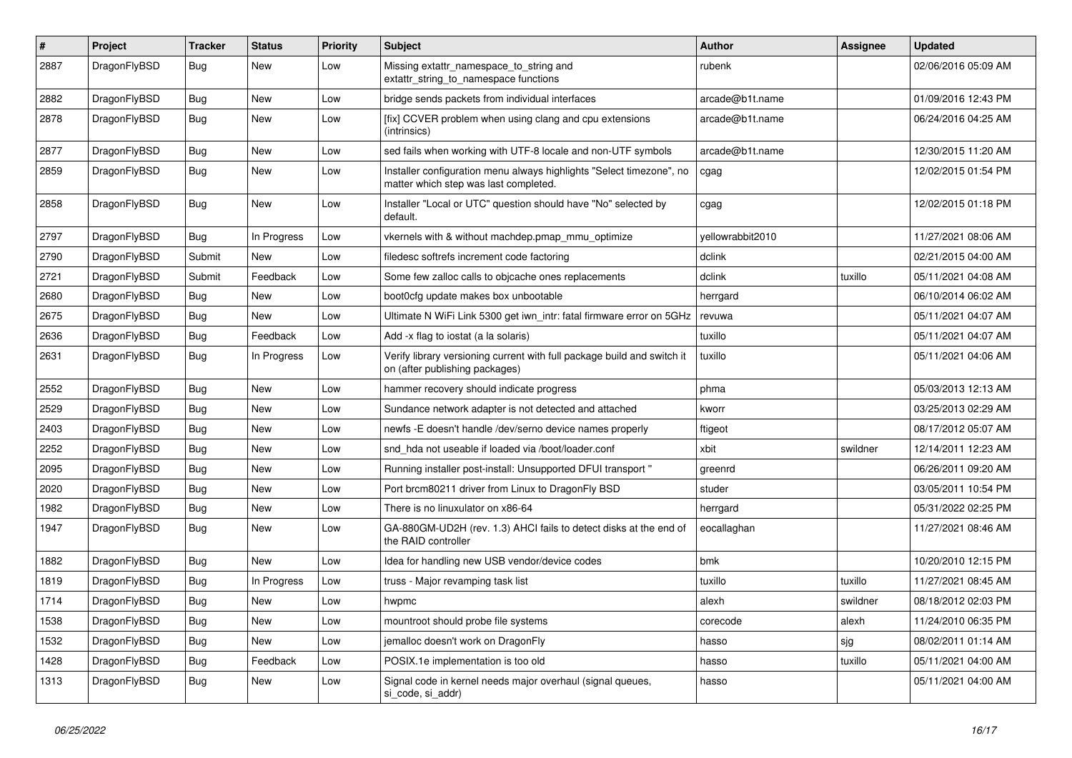| # | Project | Tracker | Status | Priority | Subject | Author | Assignee | Updated |
|---|---|---|---|---|---|---|---|---|
| 2887 | DragonFlyBSD | Bug | New | Low | Missing extattr_namespace_to_string and extattr_string_to_namespace functions | rubenk | | 02/06/2016 05:09 AM |
| 2882 | DragonFlyBSD | Bug | New | Low | bridge sends packets from individual interfaces | arcade@b1t.name | | 01/09/2016 12:43 PM |
| 2878 | DragonFlyBSD | Bug | New | Low | [fix] CCVER problem when using clang and cpu extensions (intrinsics) | arcade@b1t.name | | 06/24/2016 04:25 AM |
| 2877 | DragonFlyBSD | Bug | New | Low | sed fails when working with UTF-8 locale and non-UTF symbols | arcade@b1t.name | | 12/30/2015 11:20 AM |
| 2859 | DragonFlyBSD | Bug | New | Low | Installer configuration menu always highlights "Select timezone", no matter which step was last completed. | cgag | | 12/02/2015 01:54 PM |
| 2858 | DragonFlyBSD | Bug | New | Low | Installer "Local or UTC" question should have "No" selected by default. | cgag | | 12/02/2015 01:18 PM |
| 2797 | DragonFlyBSD | Bug | In Progress | Low | vkernels with & without machdep.pmap_mmu_optimize | yellowrabbit2010 | | 11/27/2021 08:06 AM |
| 2790 | DragonFlyBSD | Submit | New | Low | filedesc softrefs increment code factoring | dclink | | 02/21/2015 04:00 AM |
| 2721 | DragonFlyBSD | Submit | Feedback | Low | Some few zalloc calls to objcache ones replacements | dclink | tuxillo | 05/11/2021 04:08 AM |
| 2680 | DragonFlyBSD | Bug | New | Low | boot0cfg update makes box unbootable | herrgard | | 06/10/2014 06:02 AM |
| 2675 | DragonFlyBSD | Bug | New | Low | Ultimate N WiFi Link 5300 get iwn_intr: fatal firmware error on 5GHz | revuwa | | 05/11/2021 04:07 AM |
| 2636 | DragonFlyBSD | Bug | Feedback | Low | Add -x flag to iostat (a la solaris) | tuxillo | | 05/11/2021 04:07 AM |
| 2631 | DragonFlyBSD | Bug | In Progress | Low | Verify library versioning current with full package build and switch it on (after publishing packages) | tuxillo | | 05/11/2021 04:06 AM |
| 2552 | DragonFlyBSD | Bug | New | Low | hammer recovery should indicate progress | phma | | 05/03/2013 12:13 AM |
| 2529 | DragonFlyBSD | Bug | New | Low | Sundance network adapter is not detected and attached | kworr | | 03/25/2013 02:29 AM |
| 2403 | DragonFlyBSD | Bug | New | Low | newfs -E doesn't handle /dev/serno device names properly | ftigeot | | 08/17/2012 05:07 AM |
| 2252 | DragonFlyBSD | Bug | New | Low | snd_hda not useable if loaded via /boot/loader.conf | xbit | swildner | 12/14/2011 12:23 AM |
| 2095 | DragonFlyBSD | Bug | New | Low | Running installer post-install: Unsupported DFUI transport " | greenrd | | 06/26/2011 09:20 AM |
| 2020 | DragonFlyBSD | Bug | New | Low | Port brcm80211 driver from Linux to DragonFly BSD | studer | | 03/05/2011 10:54 PM |
| 1982 | DragonFlyBSD | Bug | New | Low | There is no linuxulator on x86-64 | herrgard | | 05/31/2022 02:25 PM |
| 1947 | DragonFlyBSD | Bug | New | Low | GA-880GM-UD2H (rev. 1.3) AHCI fails to detect disks at the end of the RAID controller | eocallaghan | | 11/27/2021 08:46 AM |
| 1882 | DragonFlyBSD | Bug | New | Low | Idea for handling new USB vendor/device codes | bmk | | 10/20/2010 12:15 PM |
| 1819 | DragonFlyBSD | Bug | In Progress | Low | truss - Major revamping task list | tuxillo | tuxillo | 11/27/2021 08:45 AM |
| 1714 | DragonFlyBSD | Bug | New | Low | hwpmc | alexh | swildner | 08/18/2012 02:03 PM |
| 1538 | DragonFlyBSD | Bug | New | Low | mountroot should probe file systems | corecode | alexh | 11/24/2010 06:35 PM |
| 1532 | DragonFlyBSD | Bug | New | Low | jemalloc doesn't work on DragonFly | hasso | sjg | 08/02/2011 01:14 AM |
| 1428 | DragonFlyBSD | Bug | Feedback | Low | POSIX.1e implementation is too old | hasso | tuxillo | 05/11/2021 04:00 AM |
| 1313 | DragonFlyBSD | Bug | New | Low | Signal code in kernel needs major overhaul (signal queues, si_code, si_addr) | hasso | | 05/11/2021 04:00 AM |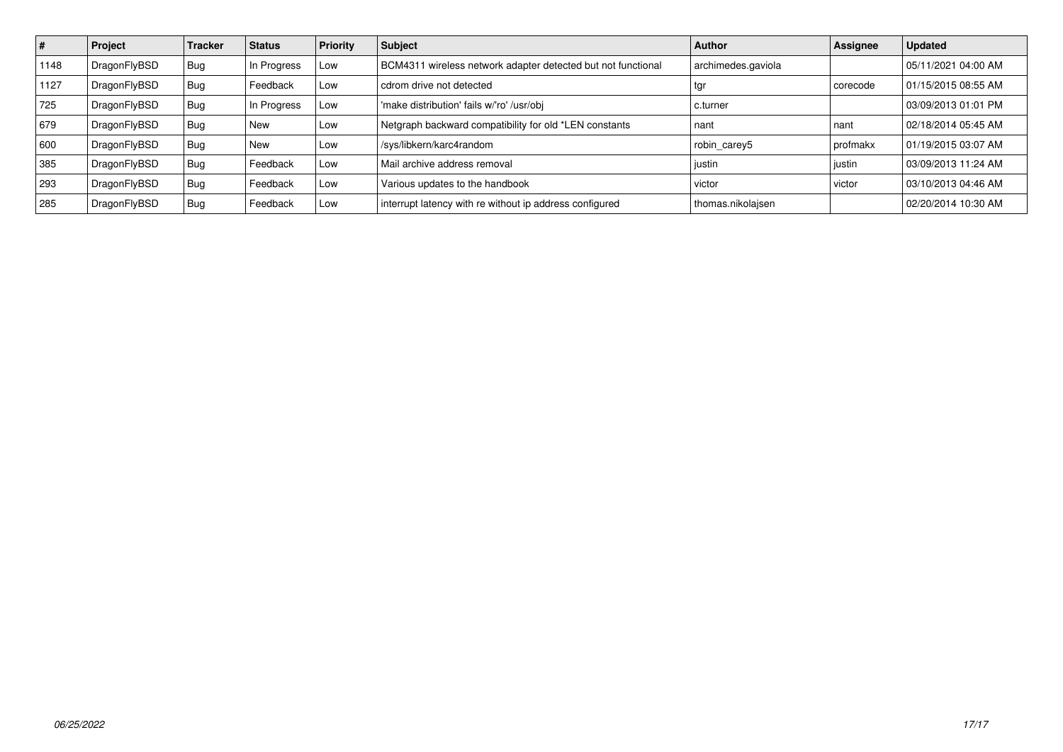| # | Project | Tracker | Status | Priority | Subject | Author | Assignee | Updated |
|---|---|---|---|---|---|---|---|---|
| 1148 | DragonFlyBSD | Bug | In Progress | Low | BCM4311 wireless network adapter detected but not functional | archimedes.gaviola | | 05/11/2021 04:00 AM |
| 1127 | DragonFlyBSD | Bug | Feedback | Low | cdrom drive not detected | tgr | corecode | 01/15/2015 08:55 AM |
| 725 | DragonFlyBSD | Bug | In Progress | Low | 'make distribution' fails w/'ro' /usr/obj | c.turner | | 03/09/2013 01:01 PM |
| 679 | DragonFlyBSD | Bug | New | Low | Netgraph backward compatibility for old *LEN constants | nant | nant | 02/18/2014 05:45 AM |
| 600 | DragonFlyBSD | Bug | New | Low | /sys/libkern/karc4random | robin_carey5 | profmakx | 01/19/2015 03:07 AM |
| 385 | DragonFlyBSD | Bug | Feedback | Low | Mail archive address removal | justin | justin | 03/09/2013 11:24 AM |
| 293 | DragonFlyBSD | Bug | Feedback | Low | Various updates to the handbook | victor | victor | 03/10/2013 04:46 AM |
| 285 | DragonFlyBSD | Bug | Feedback | Low | interrupt latency with re without ip address configured | thomas.nikolajsen | | 02/20/2014 10:30 AM |